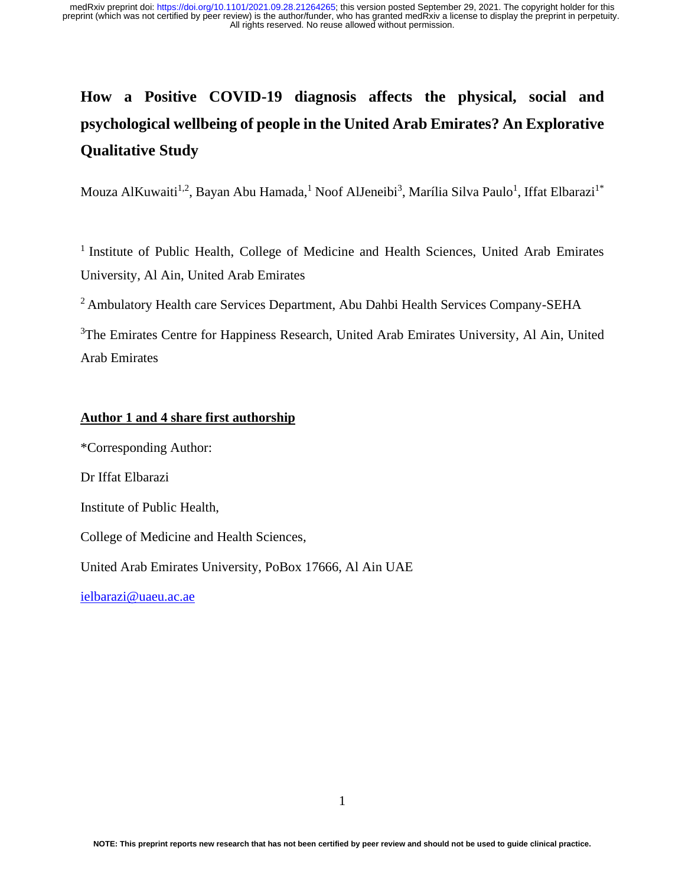# How a Positive COVID-19 diagnosis affects the physical, social and psychological wellbeing of people in the United Arab Emirates? An Explorative Qualitative Study

Mouza AlKuwaiti[1,2], Bayan Abu Hamada,[1] Noof AlJeneibi[3], Marília Silva Paulo[1], Iffat Elbarazi[1*]

[1] Institute of Public Health, College of Medicine and Health Sciences, United Arab Emirates University, Al Ain, United Arab Emirates

[2] Ambulatory Health care Services Department, Abu Dahbi Health Services Company-SEHA

[3]The Emirates Centre for Happiness Research, United Arab Emirates University, Al Ain, United Arab Emirates

**Author 1 and 4 share first authorship**

*Corresponding Author:

Dr Iffat Elbarazi

Institute of Public Health,

College of Medicine and Health Sciences,

United Arab Emirates University, PoBox 17666, Al Ain UAE

ielbarazi@uaeu.ac.ae

NOTE: This preprint reports new research that has not been certified by peer review and should not be used to guide clinical practice.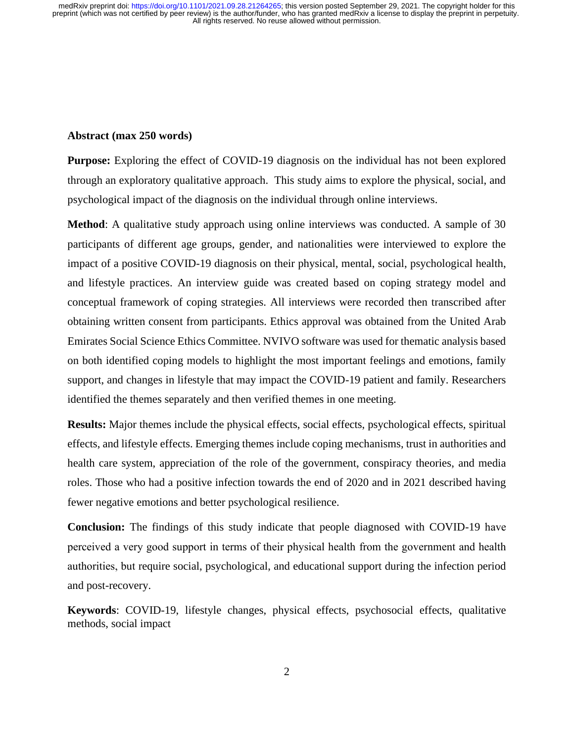**Abstract (max 250 words)**

**Purpose:** Exploring the effect of COVID-19 diagnosis on the individual has not been explored through an exploratory qualitative approach. This study aims to explore the physical, social, and psychological impact of the diagnosis on the individual through online interviews.

**Method**: A qualitative study approach using online interviews was conducted. A sample of 30 participants of different age groups, gender, and nationalities were interviewed to explore the impact of a positive COVID-19 diagnosis on their physical, mental, social, psychological health, and lifestyle practices. An interview guide was created based on coping strategy model and conceptual framework of coping strategies. All interviews were recorded then transcribed after obtaining written consent from participants. Ethics approval was obtained from the United Arab Emirates Social Science Ethics Committee. NVIVO software was used for thematic analysis based on both identified coping models to highlight the most important feelings and emotions, family support, and changes in lifestyle that may impact the COVID-19 patient and family. Researchers identified the themes separately and then verified themes in one meeting.

**Results:** Major themes include the physical effects, social effects, psychological effects, spiritual effects, and lifestyle effects. Emerging themes include coping mechanisms, trust in authorities and health care system, appreciation of the role of the government, conspiracy theories, and media roles. Those who had a positive infection towards the end of 2020 and in 2021 described having fewer negative emotions and better psychological resilience.

**Conclusion:** The findings of this study indicate that people diagnosed with COVID-19 have perceived a very good support in terms of their physical health from the government and health authorities, but require social, psychological, and educational support during the infection period and post-recovery.

**Keywords**: COVID-19, lifestyle changes, physical effects, psychosocial effects, qualitative methods, social impact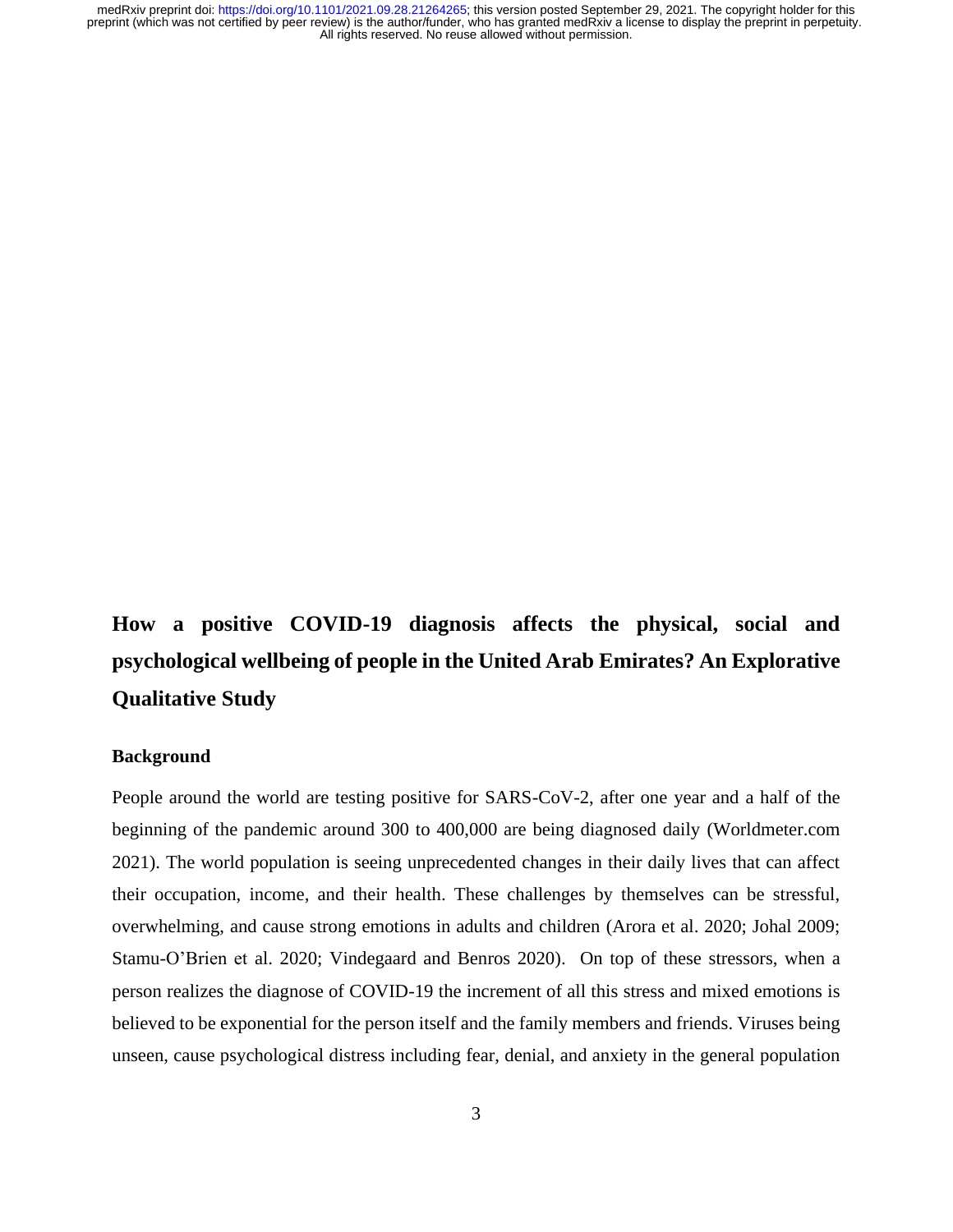# How a positive COVID-19 diagnosis affects the physical, social and psychological wellbeing of people in the United Arab Emirates? An Explorative Qualitative Study

## Background

People around the world are testing positive for SARS-CoV-2, after one year and a half of the beginning of the pandemic around 300 to 400,000 are being diagnosed daily (Worldmeter.com 2021). The world population is seeing unprecedented changes in their daily lives that can affect their occupation, income, and their health. These challenges by themselves can be stressful, overwhelming, and cause strong emotions in adults and children (Arora et al. 2020; Johal 2009; Stamu-O'Brien et al. 2020; Vindegaard and Benros 2020). On top of these stressors, when a person realizes the diagnose of COVID-19 the increment of all this stress and mixed emotions is believed to be exponential for the person itself and the family members and friends. Viruses being unseen, cause psychological distress including fear, denial, and anxiety in the general population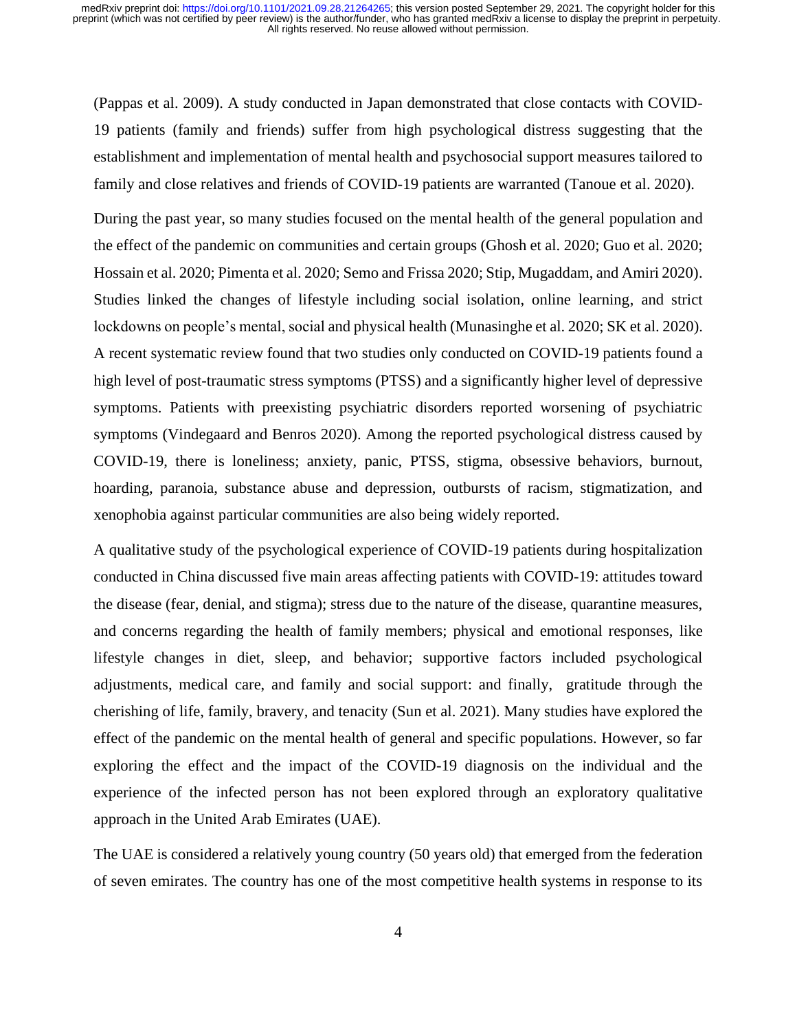(Pappas et al. 2009). A study conducted in Japan demonstrated that close contacts with COVID-19 patients (family and friends) suffer from high psychological distress suggesting that the establishment and implementation of mental health and psychosocial support measures tailored to family and close relatives and friends of COVID-19 patients are warranted (Tanoue et al. 2020).

During the past year, so many studies focused on the mental health of the general population and the effect of the pandemic on communities and certain groups (Ghosh et al. 2020; Guo et al. 2020; Hossain et al. 2020; Pimenta et al. 2020; Semo and Frissa 2020; Stip, Mugaddam, and Amiri 2020). Studies linked the changes of lifestyle including social isolation, online learning, and strict lockdowns on people's mental, social and physical health (Munasinghe et al. 2020; SK et al. 2020). A recent systematic review found that two studies only conducted on COVID-19 patients found a high level of post-traumatic stress symptoms (PTSS) and a significantly higher level of depressive symptoms. Patients with preexisting psychiatric disorders reported worsening of psychiatric symptoms (Vindegaard and Benros 2020). Among the reported psychological distress caused by COVID-19, there is loneliness; anxiety, panic, PTSS, stigma, obsessive behaviors, burnout, hoarding, paranoia, substance abuse and depression, outbursts of racism, stigmatization, and xenophobia against particular communities are also being widely reported.

A qualitative study of the psychological experience of COVID-19 patients during hospitalization conducted in China discussed five main areas affecting patients with COVID-19: attitudes toward the disease (fear, denial, and stigma); stress due to the nature of the disease, quarantine measures, and concerns regarding the health of family members; physical and emotional responses, like lifestyle changes in diet, sleep, and behavior; supportive factors included psychological adjustments, medical care, and family and social support: and finally, gratitude through the cherishing of life, family, bravery, and tenacity (Sun et al. 2021). Many studies have explored the effect of the pandemic on the mental health of general and specific populations. However, so far exploring the effect and the impact of the COVID-19 diagnosis on the individual and the experience of the infected person has not been explored through an exploratory qualitative approach in the United Arab Emirates (UAE).

The UAE is considered a relatively young country (50 years old) that emerged from the federation of seven emirates. The country has one of the most competitive health systems in response to its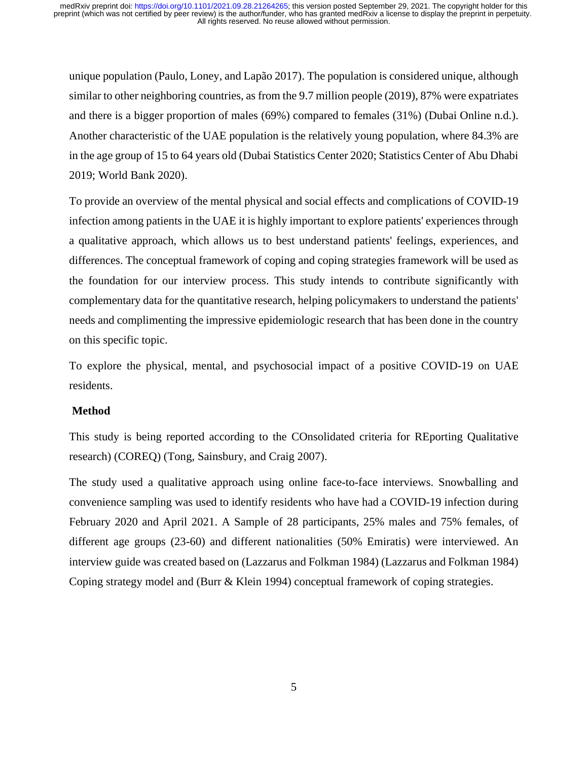unique population (Paulo, Loney, and Lapão 2017). The population is considered unique, although similar to other neighboring countries, as from the 9.7 million people (2019), 87% were expatriates and there is a bigger proportion of males (69%) compared to females (31%) (Dubai Online n.d.). Another characteristic of the UAE population is the relatively young population, where 84.3% are in the age group of 15 to 64 years old (Dubai Statistics Center 2020; Statistics Center of Abu Dhabi 2019; World Bank 2020).

To provide an overview of the mental physical and social effects and complications of COVID-19 infection among patients in the UAE it is highly important to explore patients' experiences through a qualitative approach, which allows us to best understand patients' feelings, experiences, and differences. The conceptual framework of coping and coping strategies framework will be used as the foundation for our interview process. This study intends to contribute significantly with complementary data for the quantitative research, helping policymakers to understand the patients' needs and complimenting the impressive epidemiologic research that has been done in the country on this specific topic.

To explore the physical, mental, and psychosocial impact of a positive COVID-19 on UAE residents.

## Method

This study is being reported according to the COnsolidated criteria for REporting Qualitative research) (COREQ) (Tong, Sainsbury, and Craig 2007).

The study used a qualitative approach using online face-to-face interviews. Snowballing and convenience sampling was used to identify residents who have had a COVID-19 infection during February 2020 and April 2021. A Sample of 28 participants, 25% males and 75% females, of different age groups (23-60) and different nationalities (50% Emiratis) were interviewed. An interview guide was created based on (Lazzarus and Folkman 1984) (Lazzarus and Folkman 1984) Coping strategy model and (Burr & Klein 1994) conceptual framework of coping strategies.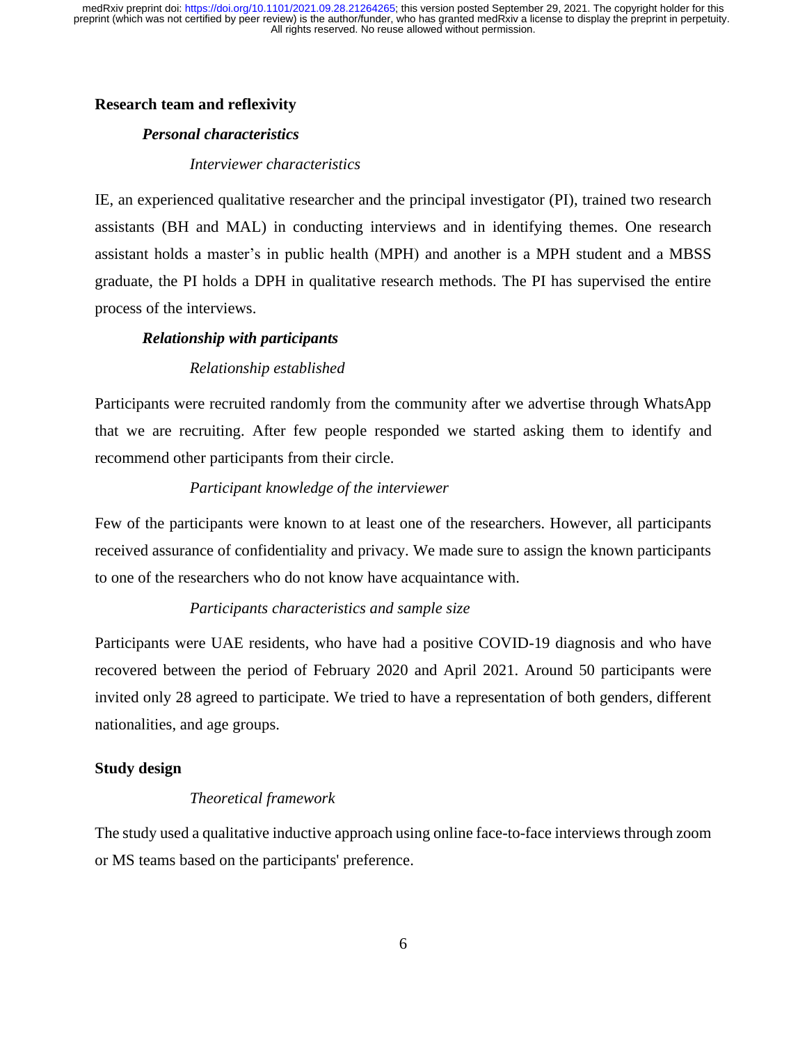## Research team and reflexivity

### *Personal characteristics*

#### *Interviewer characteristics*

IE, an experienced qualitative researcher and the principal investigator (PI), trained two research assistants (BH and MAL) in conducting interviews and in identifying themes. One research assistant holds a master's in public health (MPH) and another is a MPH student and a MBSS graduate, the PI holds a DPH in qualitative research methods. The PI has supervised the entire process of the interviews.

### *Relationship with participants*

#### *Relationship established*

Participants were recruited randomly from the community after we advertise through WhatsApp that we are recruiting. After few people responded we started asking them to identify and recommend other participants from their circle.

#### *Participant knowledge of the interviewer*

Few of the participants were known to at least one of the researchers. However, all participants received assurance of confidentiality and privacy. We made sure to assign the known participants to one of the researchers who do not know have acquaintance with.

#### *Participants characteristics and sample size*

Participants were UAE residents, who have had a positive COVID-19 diagnosis and who have recovered between the period of February 2020 and April 2021. Around 50 participants were invited only 28 agreed to participate. We tried to have a representation of both genders, different nationalities, and age groups.

## Study design

#### *Theoretical framework*

The study used a qualitative inductive approach using online face-to-face interviews through zoom or MS teams based on the participants' preference.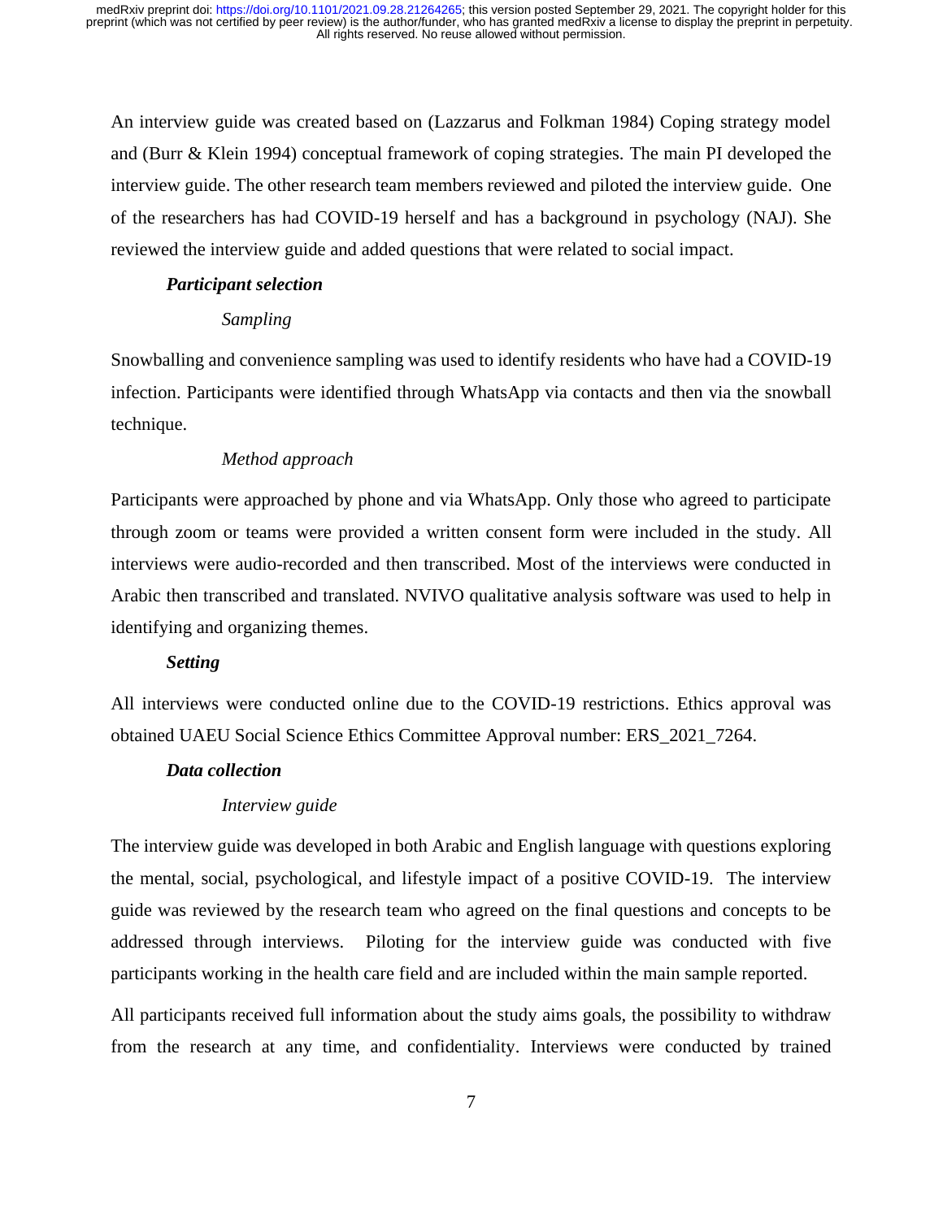An interview guide was created based on (Lazzarus and Folkman 1984) Coping strategy model and (Burr & Klein 1994) conceptual framework of coping strategies. The main PI developed the interview guide. The other research team members reviewed and piloted the interview guide. One of the researchers has had COVID-19 herself and has a background in psychology (NAJ). She reviewed the interview guide and added questions that were related to social impact.

### *Participant selection*

#### *Sampling*

Snowballing and convenience sampling was used to identify residents who have had a COVID-19 infection. Participants were identified through WhatsApp via contacts and then via the snowball technique.

#### *Method approach*

Participants were approached by phone and via WhatsApp. Only those who agreed to participate through zoom or teams were provided a written consent form were included in the study. All interviews were audio-recorded and then transcribed. Most of the interviews were conducted in Arabic then transcribed and translated. NVIVO qualitative analysis software was used to help in identifying and organizing themes.

### *Setting*

All interviews were conducted online due to the COVID-19 restrictions. Ethics approval was obtained UAEU Social Science Ethics Committee Approval number: ERS_2021_7264.

### *Data collection*

#### *Interview guide*

The interview guide was developed in both Arabic and English language with questions exploring the mental, social, psychological, and lifestyle impact of a positive COVID-19. The interview guide was reviewed by the research team who agreed on the final questions and concepts to be addressed through interviews. Piloting for the interview guide was conducted with five participants working in the health care field and are included within the main sample reported.

All participants received full information about the study aims goals, the possibility to withdraw from the research at any time, and confidentiality. Interviews were conducted by trained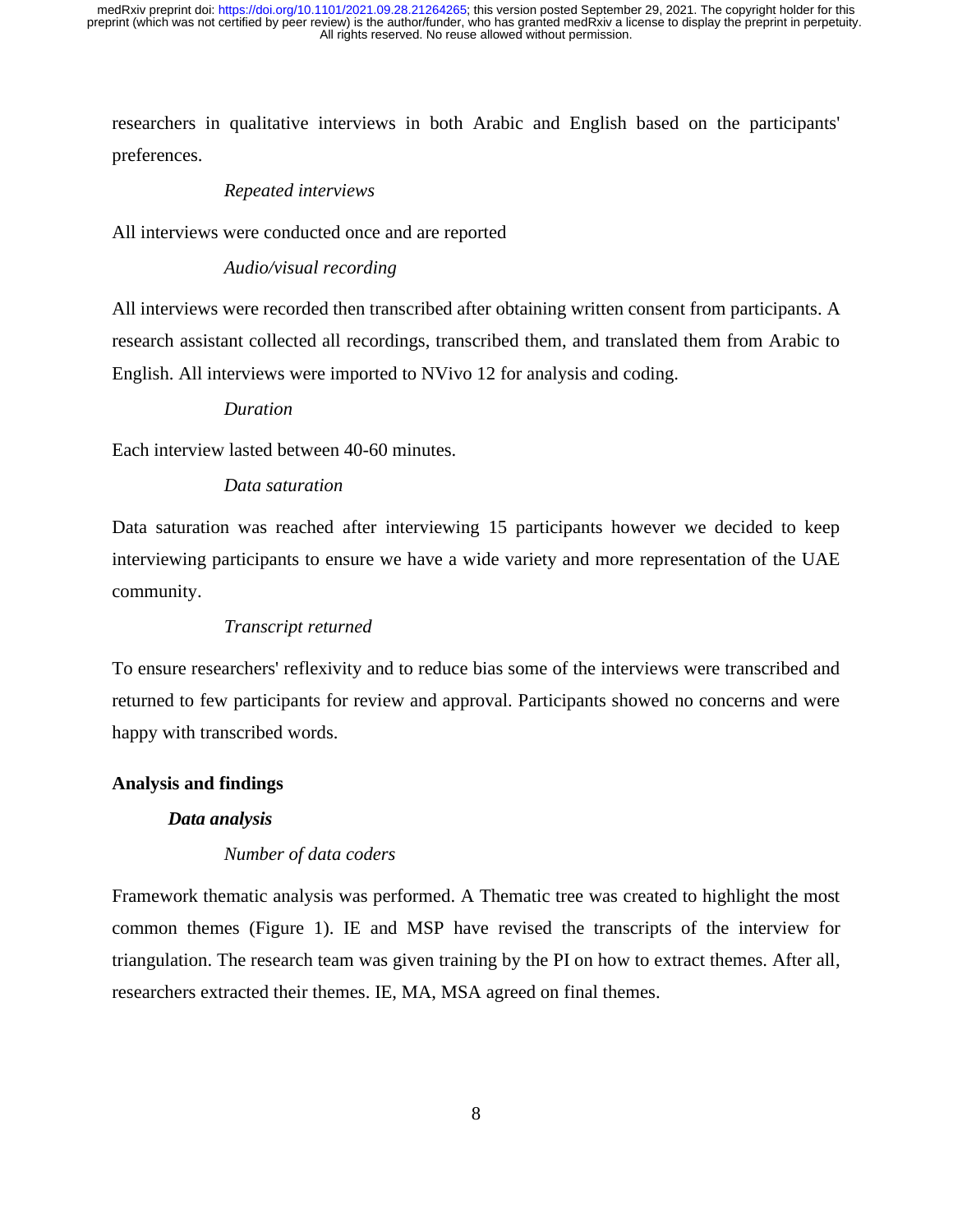researchers in qualitative interviews in both Arabic and English based on the participants' preferences.

*Repeated interviews*

All interviews were conducted once and are reported

*Audio/visual recording*

All interviews were recorded then transcribed after obtaining written consent from participants. A research assistant collected all recordings, transcribed them, and translated them from Arabic to English. All interviews were imported to NVivo 12 for analysis and coding.

*Duration*

Each interview lasted between 40-60 minutes.

*Data saturation*

Data saturation was reached after interviewing 15 participants however we decided to keep interviewing participants to ensure we have a wide variety and more representation of the UAE community.

*Transcript returned*

To ensure researchers' reflexivity and to reduce bias some of the interviews were transcribed and returned to few participants for review and approval. Participants showed no concerns and were happy with transcribed words.

## Analysis and findings

### *Data analysis*

*Number of data coders*

Framework thematic analysis was performed. A Thematic tree was created to highlight the most common themes (Figure 1). IE and MSP have revised the transcripts of the interview for triangulation. The research team was given training by the PI on how to extract themes. After all, researchers extracted their themes. IE, MA, MSA agreed on final themes.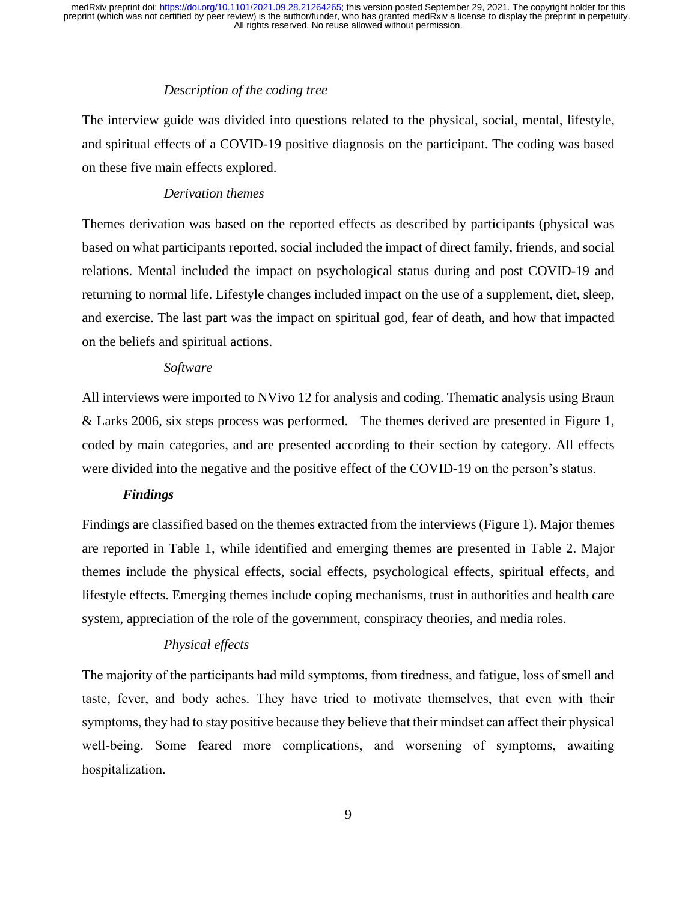*Description of the coding tree*

The interview guide was divided into questions related to the physical, social, mental, lifestyle, and spiritual effects of a COVID-19 positive diagnosis on the participant. The coding was based on these five main effects explored.

*Derivation themes*

Themes derivation was based on the reported effects as described by participants (physical was based on what participants reported, social included the impact of direct family, friends, and social relations. Mental included the impact on psychological status during and post COVID-19 and returning to normal life. Lifestyle changes included impact on the use of a supplement, diet, sleep, and exercise. The last part was the impact on spiritual god, fear of death, and how that impacted on the beliefs and spiritual actions.

*Software*

All interviews were imported to NVivo 12 for analysis and coding. Thematic analysis using Braun & Larks 2006, six steps process was performed. The themes derived are presented in Figure 1, coded by main categories, and are presented according to their section by category. All effects were divided into the negative and the positive effect of the COVID-19 on the person's status.

## ***Findings***

Findings are classified based on the themes extracted from the interviews (Figure 1). Major themes are reported in Table 1, while identified and emerging themes are presented in Table 2. Major themes include the physical effects, social effects, psychological effects, spiritual effects, and lifestyle effects. Emerging themes include coping mechanisms, trust in authorities and health care system, appreciation of the role of the government, conspiracy theories, and media roles.

*Physical effects*

The majority of the participants had mild symptoms, from tiredness, and fatigue, loss of smell and taste, fever, and body aches. They have tried to motivate themselves, that even with their symptoms, they had to stay positive because they believe that their mindset can affect their physical well-being. Some feared more complications, and worsening of symptoms, awaiting hospitalization.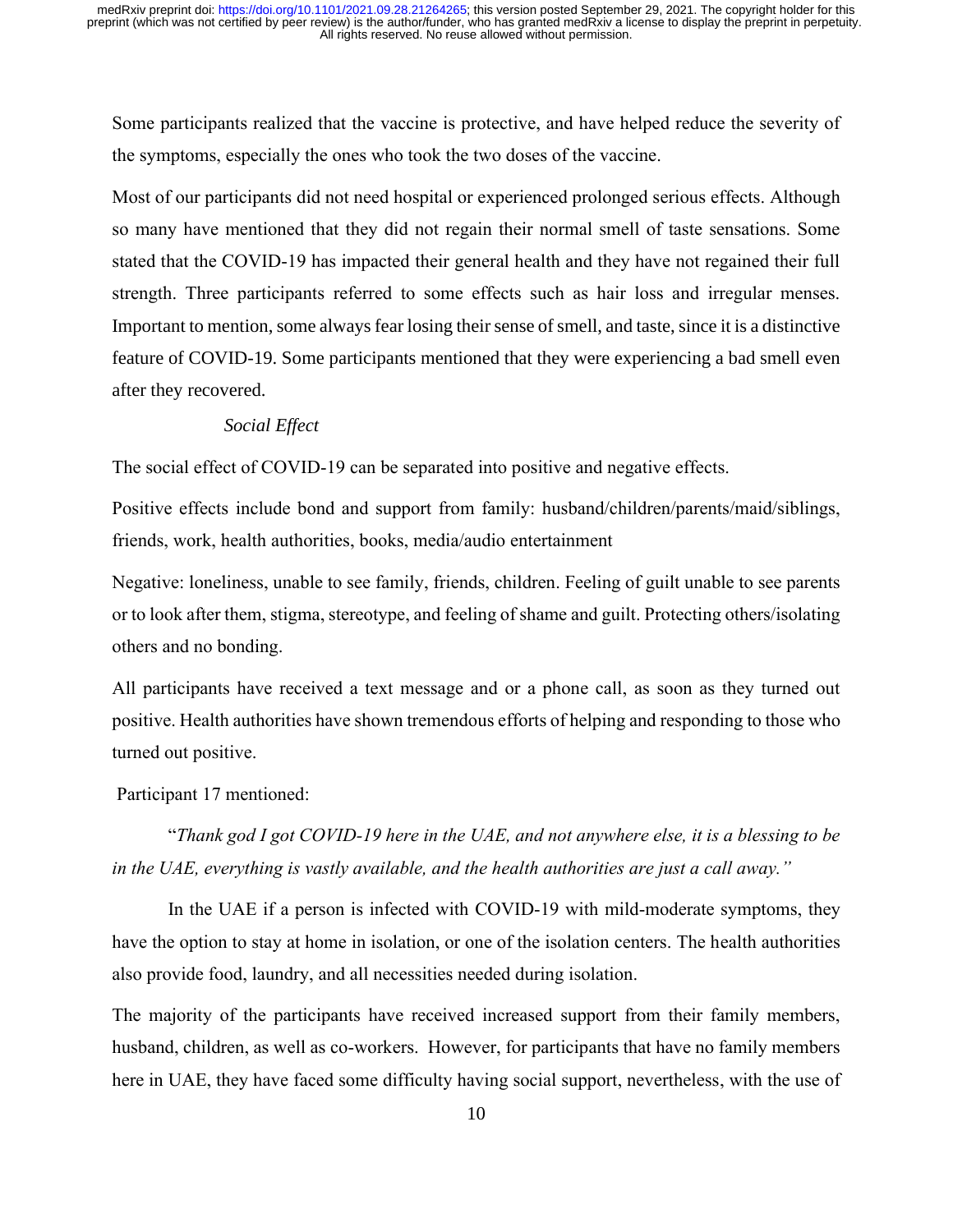Some participants realized that the vaccine is protective, and have helped reduce the severity of the symptoms, especially the ones who took the two doses of the vaccine.

Most of our participants did not need hospital or experienced prolonged serious effects. Although so many have mentioned that they did not regain their normal smell of taste sensations. Some stated that the COVID-19 has impacted their general health and they have not regained their full strength. Three participants referred to some effects such as hair loss and irregular menses. Important to mention, some always fear losing their sense of smell, and taste, since it is a distinctive feature of COVID-19. Some participants mentioned that they were experiencing a bad smell even after they recovered.

*Social Effect*

The social effect of COVID-19 can be separated into positive and negative effects.

Positive effects include bond and support from family: husband/children/parents/maid/siblings, friends, work, health authorities, books, media/audio entertainment

Negative: loneliness, unable to see family, friends, children. Feeling of guilt unable to see parents or to look after them, stigma, stereotype, and feeling of shame and guilt. Protecting others/isolating others and no bonding.

All participants have received a text message and or a phone call, as soon as they turned out positive. Health authorities have shown tremendous efforts of helping and responding to those who turned out positive.

Participant 17 mentioned:

"*Thank god I got COVID-19 here in the UAE, and not anywhere else, it is a blessing to be in the UAE, everything is vastly available, and the health authorities are just a call away.*"

In the UAE if a person is infected with COVID-19 with mild-moderate symptoms, they have the option to stay at home in isolation, or one of the isolation centers. The health authorities also provide food, laundry, and all necessities needed during isolation.

The majority of the participants have received increased support from their family members, husband, children, as well as co-workers. However, for participants that have no family members here in UAE, they have faced some difficulty having social support, nevertheless, with the use of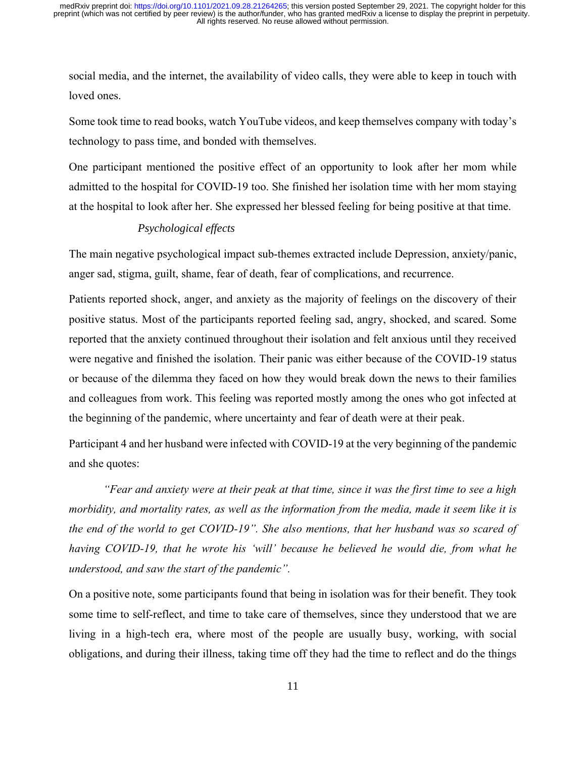social media, and the internet, the availability of video calls, they were able to keep in touch with loved ones.

Some took time to read books, watch YouTube videos, and keep themselves company with today's technology to pass time, and bonded with themselves.

One participant mentioned the positive effect of an opportunity to look after her mom while admitted to the hospital for COVID-19 too. She finished her isolation time with her mom staying at the hospital to look after her. She expressed her blessed feeling for being positive at that time.

*Psychological effects*

The main negative psychological impact sub-themes extracted include Depression, anxiety/panic, anger sad, stigma, guilt, shame, fear of death, fear of complications, and recurrence.

Patients reported shock, anger, and anxiety as the majority of feelings on the discovery of their positive status. Most of the participants reported feeling sad, angry, shocked, and scared. Some reported that the anxiety continued throughout their isolation and felt anxious until they received were negative and finished the isolation. Their panic was either because of the COVID-19 status or because of the dilemma they faced on how they would break down the news to their families and colleagues from work. This feeling was reported mostly among the ones who got infected at the beginning of the pandemic, where uncertainty and fear of death were at their peak.

Participant 4 and her husband were infected with COVID-19 at the very beginning of the pandemic and she quotes:

*"Fear and anxiety were at their peak at that time, since it was the first time to see a high morbidity, and mortality rates, as well as the information from the media, made it seem like it is the end of the world to get COVID-19". She also mentions, that her husband was so scared of having COVID-19, that he wrote his 'will' because he believed he would die, from what he understood, and saw the start of the pandemic".*

On a positive note, some participants found that being in isolation was for their benefit. They took some time to self-reflect, and time to take care of themselves, since they understood that we are living in a high-tech era, where most of the people are usually busy, working, with social obligations, and during their illness, taking time off they had the time to reflect and do the things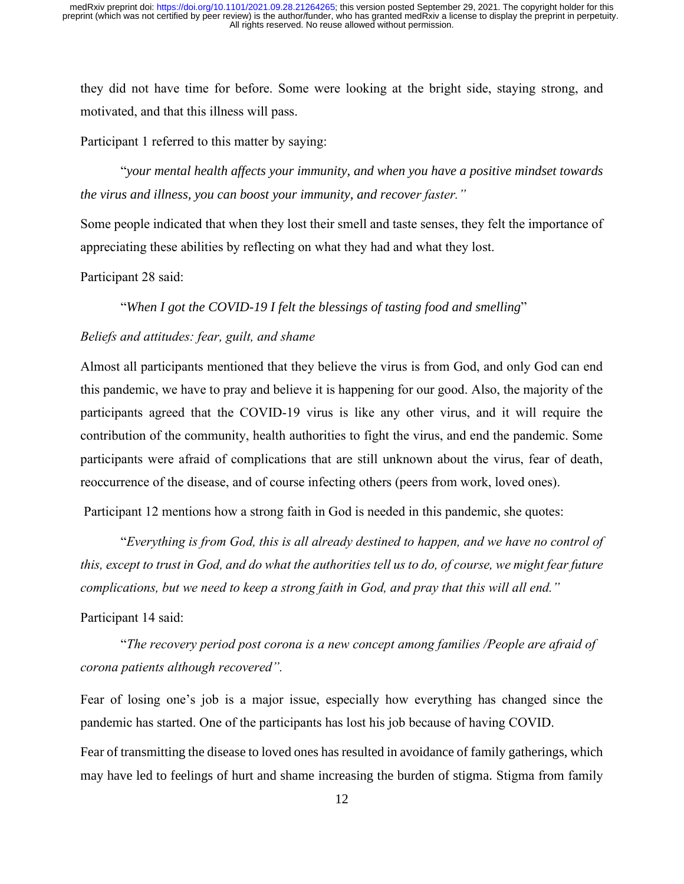they did not have time for before. Some were looking at the bright side, staying strong, and motivated, and that this illness will pass.

Participant 1 referred to this matter by saying:

"*your mental health affects your immunity, and when you have a positive mindset towards the virus and illness, you can boost your immunity, and recover faster."*

Some people indicated that when they lost their smell and taste senses, they felt the importance of appreciating these abilities by reflecting on what they had and what they lost.

Participant 28 said:

"*When I got the COVID-19 I felt the blessings of tasting food and smelling*"

*Beliefs and attitudes: fear, guilt, and shame*

Almost all participants mentioned that they believe the virus is from God, and only God can end this pandemic, we have to pray and believe it is happening for our good. Also, the majority of the participants agreed that the COVID-19 virus is like any other virus, and it will require the contribution of the community, health authorities to fight the virus, and end the pandemic. Some participants were afraid of complications that are still unknown about the virus, fear of death, reoccurrence of the disease, and of course infecting others (peers from work, loved ones).

Participant 12 mentions how a strong faith in God is needed in this pandemic, she quotes:

"*Everything is from God, this is all already destined to happen, and we have no control of this, except to trust in God, and do what the authorities tell us to do, of course, we might fear future complications, but we need to keep a strong faith in God, and pray that this will all end."*

Participant 14 said:

"*The recovery period post corona is a new concept among families /People are afraid of corona patients although recovered".*

Fear of losing one's job is a major issue, especially how everything has changed since the pandemic has started. One of the participants has lost his job because of having COVID.

Fear of transmitting the disease to loved ones has resulted in avoidance of family gatherings, which may have led to feelings of hurt and shame increasing the burden of stigma. Stigma from family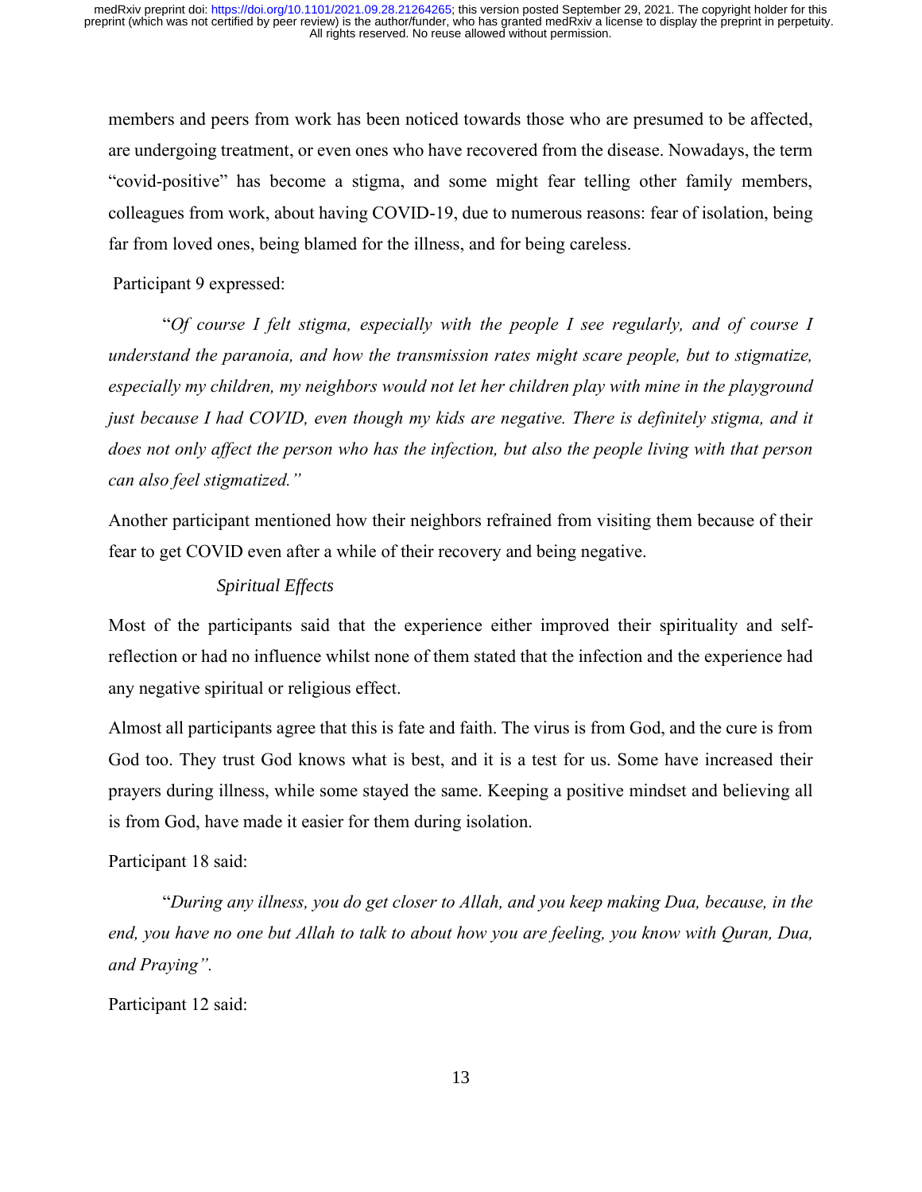members and peers from work has been noticed towards those who are presumed to be affected, are undergoing treatment, or even ones who have recovered from the disease. Nowadays, the term "covid-positive" has become a stigma, and some might fear telling other family members, colleagues from work, about having COVID-19, due to numerous reasons: fear of isolation, being far from loved ones, being blamed for the illness, and for being careless.

Participant 9 expressed:

"*Of course I felt stigma, especially with the people I see regularly, and of course I understand the paranoia, and how the transmission rates might scare people, but to stigmatize, especially my children, my neighbors would not let her children play with mine in the playground just because I had COVID, even though my kids are negative. There is definitely stigma, and it does not only affect the person who has the infection, but also the people living with that person can also feel stigmatized.*"

Another participant mentioned how their neighbors refrained from visiting them because of their fear to get COVID even after a while of their recovery and being negative.

*Spiritual Effects*

Most of the participants said that the experience either improved their spirituality and self-reflection or had no influence whilst none of them stated that the infection and the experience had any negative spiritual or religious effect.

Almost all participants agree that this is fate and faith. The virus is from God, and the cure is from God too. They trust God knows what is best, and it is a test for us. Some have increased their prayers during illness, while some stayed the same. Keeping a positive mindset and believing all is from God, have made it easier for them during isolation.

Participant 18 said:

"*During any illness, you do get closer to Allah, and you keep making Dua, because, in the end, you have no one but Allah to talk to about how you are feeling, you know with Quran, Dua, and Praying*".

Participant 12 said: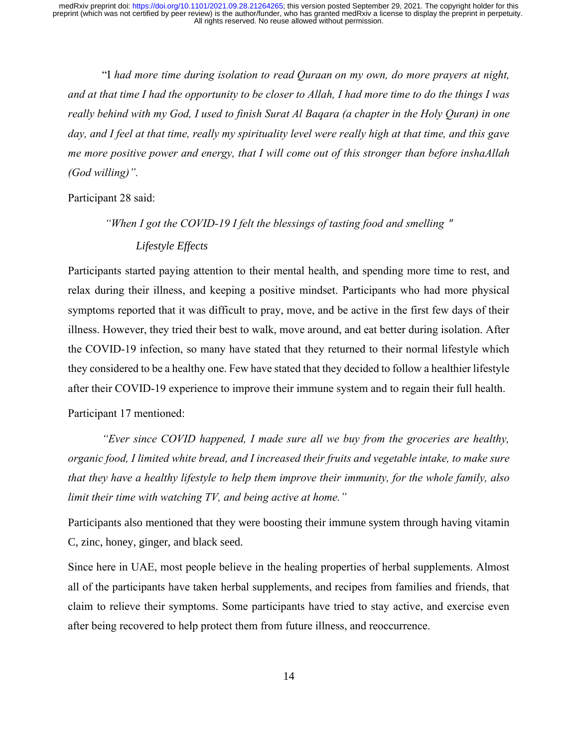"I *had more time during isolation to read Quraan on my own, do more prayers at night, and at that time I had the opportunity to be closer to Allah, I had more time to do the things I was really behind with my God, I used to finish Surat Al Baqara (a chapter in the Holy Quran) in one day, and I feel at that time, really my spirituality level were really high at that time, and this gave me more positive power and energy, that I will come out of this stronger than before inshaAllah (God willing)".*

Participant 28 said:

*"When I got the COVID-19 I felt the blessings of tasting food and smelling "*

*Lifestyle Effects*

Participants started paying attention to their mental health, and spending more time to rest, and relax during their illness, and keeping a positive mindset. Participants who had more physical symptoms reported that it was difficult to pray, move, and be active in the first few days of their illness. However, they tried their best to walk, move around, and eat better during isolation. After the COVID-19 infection, so many have stated that they returned to their normal lifestyle which they considered to be a healthy one. Few have stated that they decided to follow a healthier lifestyle after their COVID-19 experience to improve their immune system and to regain their full health.

Participant 17 mentioned:

*"Ever since COVID happened, I made sure all we buy from the groceries are healthy, organic food, I limited white bread, and I increased their fruits and vegetable intake, to make sure that they have a healthy lifestyle to help them improve their immunity, for the whole family, also limit their time with watching TV, and being active at home."*

Participants also mentioned that they were boosting their immune system through having vitamin C, zinc, honey, ginger, and black seed.

Since here in UAE, most people believe in the healing properties of herbal supplements. Almost all of the participants have taken herbal supplements, and recipes from families and friends, that claim to relieve their symptoms. Some participants have tried to stay active, and exercise even after being recovered to help protect them from future illness, and reoccurrence.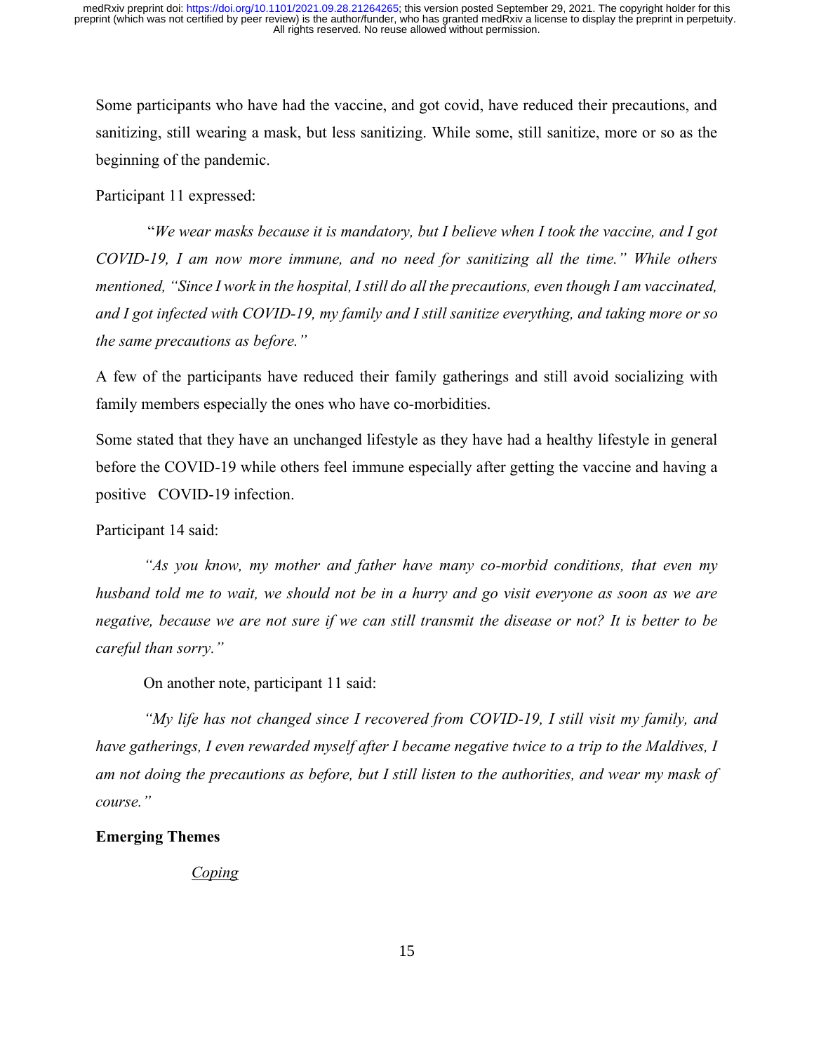Some participants who have had the vaccine, and got covid, have reduced their precautions, and sanitizing, still wearing a mask, but less sanitizing. While some, still sanitize, more or so as the beginning of the pandemic.

Participant 11 expressed:

"*We wear masks because it is mandatory, but I believe when I took the vaccine, and I got COVID-19, I am now more immune, and no need for sanitizing all the time." While others mentioned, "Since I work in the hospital, I still do all the precautions, even though I am vaccinated, and I got infected with COVID-19, my family and I still sanitize everything, and taking more or so the same precautions as before."*

A few of the participants have reduced their family gatherings and still avoid socializing with family members especially the ones who have co-morbidities.

Some stated that they have an unchanged lifestyle as they have had a healthy lifestyle in general before the COVID-19 while others feel immune especially after getting the vaccine and having a positive COVID-19 infection.

Participant 14 said:

*"As you know, my mother and father have many co-morbid conditions, that even my husband told me to wait, we should not be in a hurry and go visit everyone as soon as we are negative, because we are not sure if we can still transmit the disease or not? It is better to be careful than sorry."*

On another note, participant 11 said:

*"My life has not changed since I recovered from COVID-19, I still visit my family, and have gatherings, I even rewarded myself after I became negative twice to a trip to the Maldives, I am not doing the precautions as before, but I still listen to the authorities, and wear my mask of course."*

**Emerging Themes**

<u>*Coping*</u>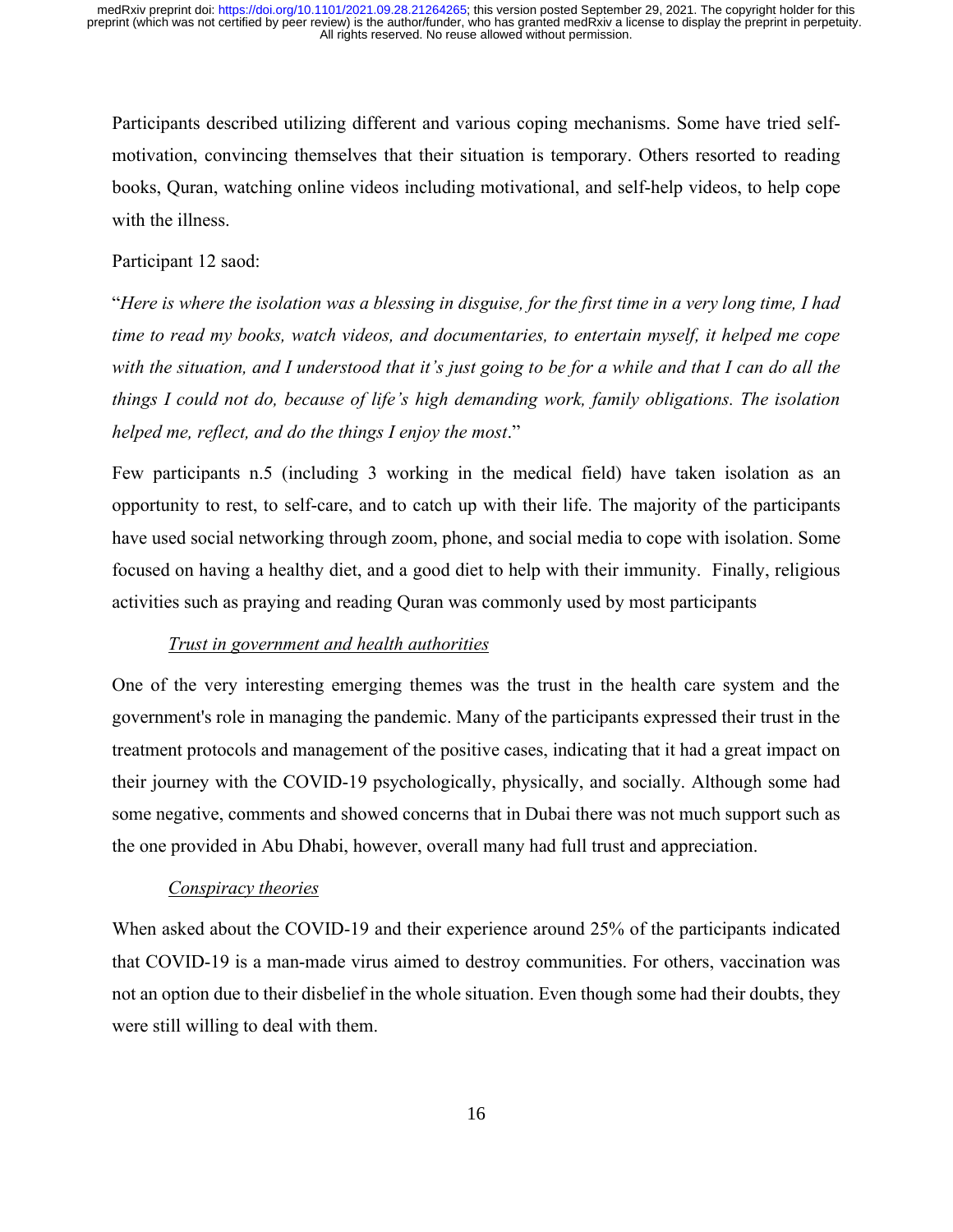Participants described utilizing different and various coping mechanisms. Some have tried self-motivation, convincing themselves that their situation is temporary. Others resorted to reading books, Quran, watching online videos including motivational, and self-help videos, to help cope with the illness.

Participant 12 saod:

"*Here is where the isolation was a blessing in disguise, for the first time in a very long time, I had time to read my books, watch videos, and documentaries, to entertain myself, it helped me cope with the situation, and I understood that it's just going to be for a while and that I can do all the things I could not do, because of life's high demanding work, family obligations. The isolation helped me, reflect, and do the things I enjoy the most*."

Few participants n.5 (including 3 working in the medical field) have taken isolation as an opportunity to rest, to self-care, and to catch up with their life. The majority of the participants have used social networking through zoom, phone, and social media to cope with isolation. Some focused on having a healthy diet, and a good diet to help with their immunity. Finally, religious activities such as praying and reading Quran was commonly used by most participants

*<u>Trust in government and health authorities</u>*

One of the very interesting emerging themes was the trust in the health care system and the government's role in managing the pandemic. Many of the participants expressed their trust in the treatment protocols and management of the positive cases, indicating that it had a great impact on their journey with the COVID-19 psychologically, physically, and socially. Although some had some negative, comments and showed concerns that in Dubai there was not much support such as the one provided in Abu Dhabi, however, overall many had full trust and appreciation.

*<u>Conspiracy theories</u>*

When asked about the COVID-19 and their experience around 25% of the participants indicated that COVID-19 is a man-made virus aimed to destroy communities. For others, vaccination was not an option due to their disbelief in the whole situation. Even though some had their doubts, they were still willing to deal with them.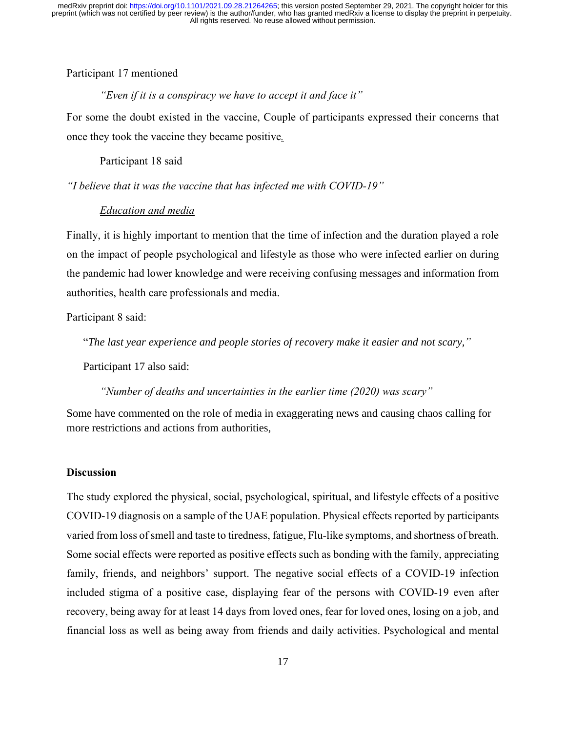Participant 17 mentioned

*"Even if it is a conspiracy we have to accept it and face it"*

For some the doubt existed in the vaccine, Couple of participants expressed their concerns that once they took the vaccine they became positive.

Participant 18 said

*"I believe that it was the vaccine that has infected me with COVID-19"*

*Education and media*

Finally, it is highly important to mention that the time of infection and the duration played a role on the impact of people psychological and lifestyle as those who were infected earlier on during the pandemic had lower knowledge and were receiving confusing messages and information from authorities, health care professionals and media.

Participant 8 said:

"*The last year experience and people stories of recovery make it easier and not scary,"*

Participant 17 also said:

*"Number of deaths and uncertainties in the earlier time (2020) was scary"*

Some have commented on the role of media in exaggerating news and causing chaos calling for more restrictions and actions from authorities,

## Discussion

The study explored the physical, social, psychological, spiritual, and lifestyle effects of a positive COVID-19 diagnosis on a sample of the UAE population. Physical effects reported by participants varied from loss of smell and taste to tiredness, fatigue, Flu-like symptoms, and shortness of breath. Some social effects were reported as positive effects such as bonding with the family, appreciating family, friends, and neighbors' support. The negative social effects of a COVID-19 infection included stigma of a positive case, displaying fear of the persons with COVID-19 even after recovery, being away for at least 14 days from loved ones, fear for loved ones, losing on a job, and financial loss as well as being away from friends and daily activities. Psychological and mental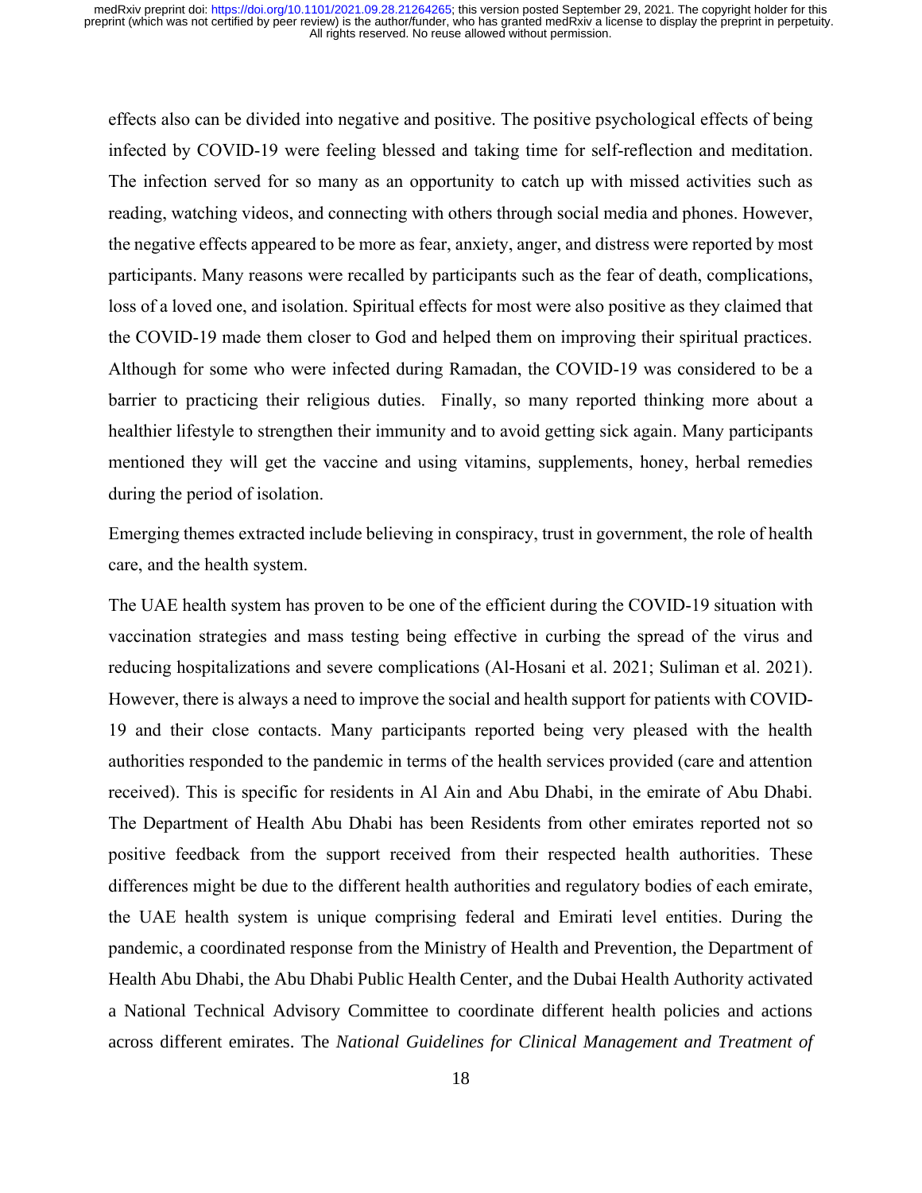effects also can be divided into negative and positive. The positive psychological effects of being infected by COVID-19 were feeling blessed and taking time for self-reflection and meditation. The infection served for so many as an opportunity to catch up with missed activities such as reading, watching videos, and connecting with others through social media and phones. However, the negative effects appeared to be more as fear, anxiety, anger, and distress were reported by most participants. Many reasons were recalled by participants such as the fear of death, complications, loss of a loved one, and isolation. Spiritual effects for most were also positive as they claimed that the COVID-19 made them closer to God and helped them on improving their spiritual practices. Although for some who were infected during Ramadan, the COVID-19 was considered to be a barrier to practicing their religious duties. Finally, so many reported thinking more about a healthier lifestyle to strengthen their immunity and to avoid getting sick again. Many participants mentioned they will get the vaccine and using vitamins, supplements, honey, herbal remedies during the period of isolation.

Emerging themes extracted include believing in conspiracy, trust in government, the role of health care, and the health system.

The UAE health system has proven to be one of the efficient during the COVID-19 situation with vaccination strategies and mass testing being effective in curbing the spread of the virus and reducing hospitalizations and severe complications (Al-Hosani et al. 2021; Suliman et al. 2021). However, there is always a need to improve the social and health support for patients with COVID-19 and their close contacts. Many participants reported being very pleased with the health authorities responded to the pandemic in terms of the health services provided (care and attention received). This is specific for residents in Al Ain and Abu Dhabi, in the emirate of Abu Dhabi. The Department of Health Abu Dhabi has been Residents from other emirates reported not so positive feedback from the support received from their respected health authorities. These differences might be due to the different health authorities and regulatory bodies of each emirate, the UAE health system is unique comprising federal and Emirati level entities. During the pandemic, a coordinated response from the Ministry of Health and Prevention, the Department of Health Abu Dhabi, the Abu Dhabi Public Health Center, and the Dubai Health Authority activated a National Technical Advisory Committee to coordinate different health policies and actions across different emirates. The *National Guidelines for Clinical Management and Treatment of*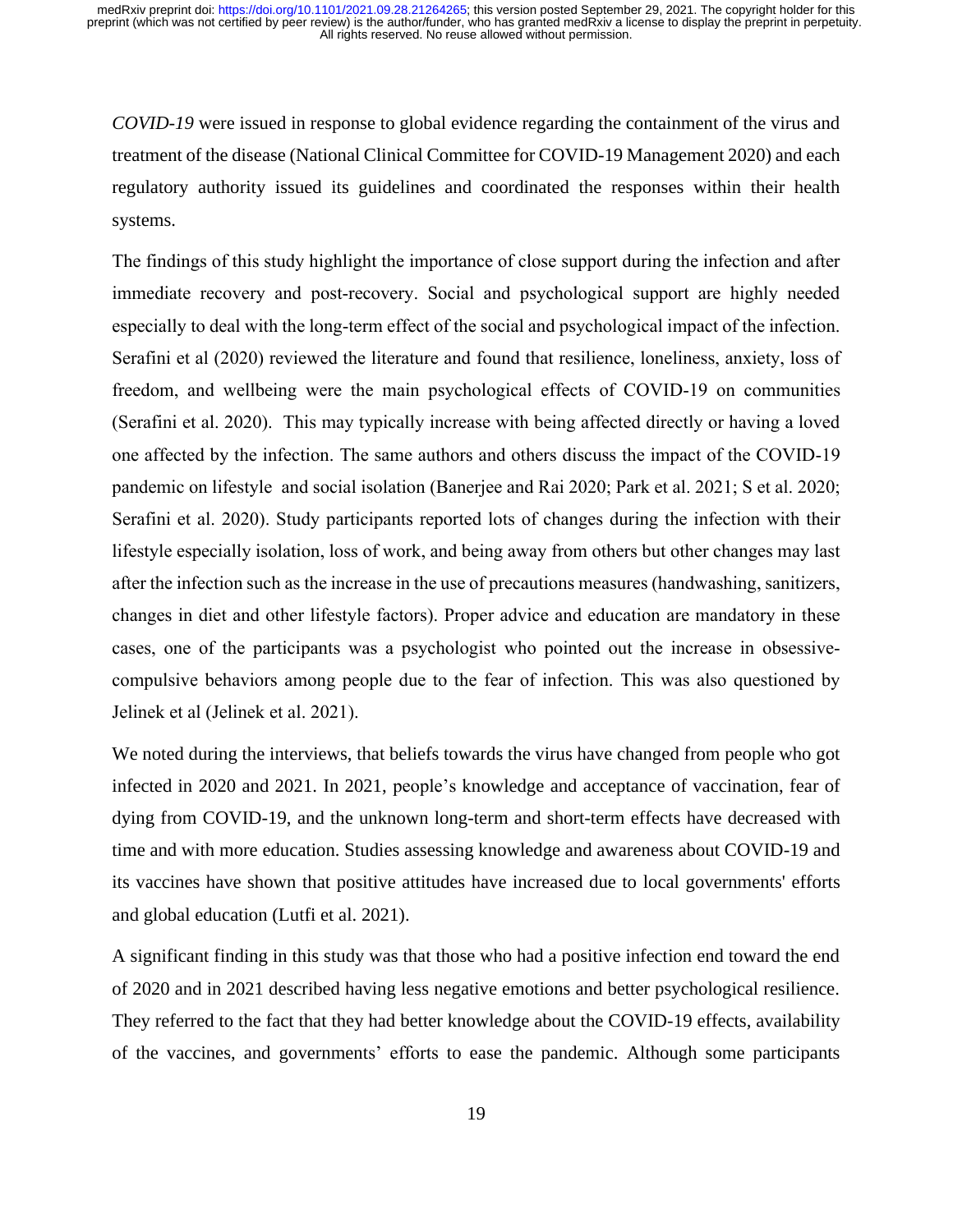*COVID-19* were issued in response to global evidence regarding the containment of the virus and treatment of the disease (National Clinical Committee for COVID-19 Management 2020) and each regulatory authority issued its guidelines and coordinated the responses within their health systems.

The findings of this study highlight the importance of close support during the infection and after immediate recovery and post-recovery. Social and psychological support are highly needed especially to deal with the long-term effect of the social and psychological impact of the infection. Serafini et al (2020) reviewed the literature and found that resilience, loneliness, anxiety, loss of freedom, and wellbeing were the main psychological effects of COVID-19 on communities (Serafini et al. 2020). This may typically increase with being affected directly or having a loved one affected by the infection. The same authors and others discuss the impact of the COVID-19 pandemic on lifestyle and social isolation (Banerjee and Rai 2020; Park et al. 2021; S et al. 2020; Serafini et al. 2020). Study participants reported lots of changes during the infection with their lifestyle especially isolation, loss of work, and being away from others but other changes may last after the infection such as the increase in the use of precautions measures (handwashing, sanitizers, changes in diet and other lifestyle factors). Proper advice and education are mandatory in these cases, one of the participants was a psychologist who pointed out the increase in obsessive-compulsive behaviors among people due to the fear of infection. This was also questioned by Jelinek et al (Jelinek et al. 2021).

We noted during the interviews, that beliefs towards the virus have changed from people who got infected in 2020 and 2021. In 2021, people's knowledge and acceptance of vaccination, fear of dying from COVID-19, and the unknown long-term and short-term effects have decreased with time and with more education. Studies assessing knowledge and awareness about COVID-19 and its vaccines have shown that positive attitudes have increased due to local governments' efforts and global education (Lutfi et al. 2021).

A significant finding in this study was that those who had a positive infection end toward the end of 2020 and in 2021 described having less negative emotions and better psychological resilience. They referred to the fact that they had better knowledge about the COVID-19 effects, availability of the vaccines, and governments' efforts to ease the pandemic. Although some participants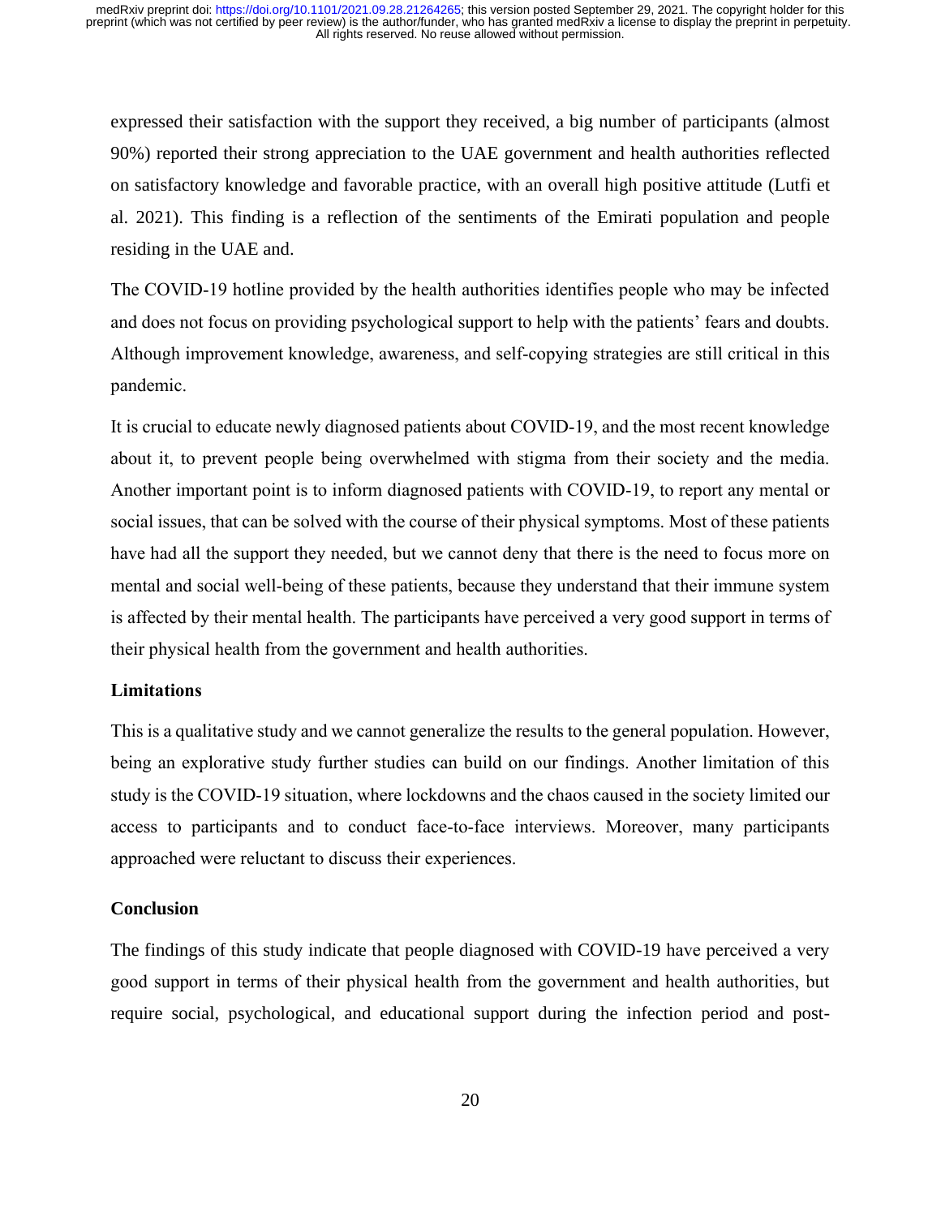expressed their satisfaction with the support they received, a big number of participants (almost 90%) reported their strong appreciation to the UAE government and health authorities reflected on satisfactory knowledge and favorable practice, with an overall high positive attitude (Lutfi et al. 2021). This finding is a reflection of the sentiments of the Emirati population and people residing in the UAE and.

The COVID-19 hotline provided by the health authorities identifies people who may be infected and does not focus on providing psychological support to help with the patients' fears and doubts. Although improvement knowledge, awareness, and self-copying strategies are still critical in this pandemic.

It is crucial to educate newly diagnosed patients about COVID-19, and the most recent knowledge about it, to prevent people being overwhelmed with stigma from their society and the media. Another important point is to inform diagnosed patients with COVID-19, to report any mental or social issues, that can be solved with the course of their physical symptoms. Most of these patients have had all the support they needed, but we cannot deny that there is the need to focus more on mental and social well-being of these patients, because they understand that their immune system is affected by their mental health. The participants have perceived a very good support in terms of their physical health from the government and health authorities.

## Limitations

This is a qualitative study and we cannot generalize the results to the general population. However, being an explorative study further studies can build on our findings. Another limitation of this study is the COVID-19 situation, where lockdowns and the chaos caused in the society limited our access to participants and to conduct face-to-face interviews. Moreover, many participants approached were reluctant to discuss their experiences.

## Conclusion

The findings of this study indicate that people diagnosed with COVID-19 have perceived a very good support in terms of their physical health from the government and health authorities, but require social, psychological, and educational support during the infection period and post-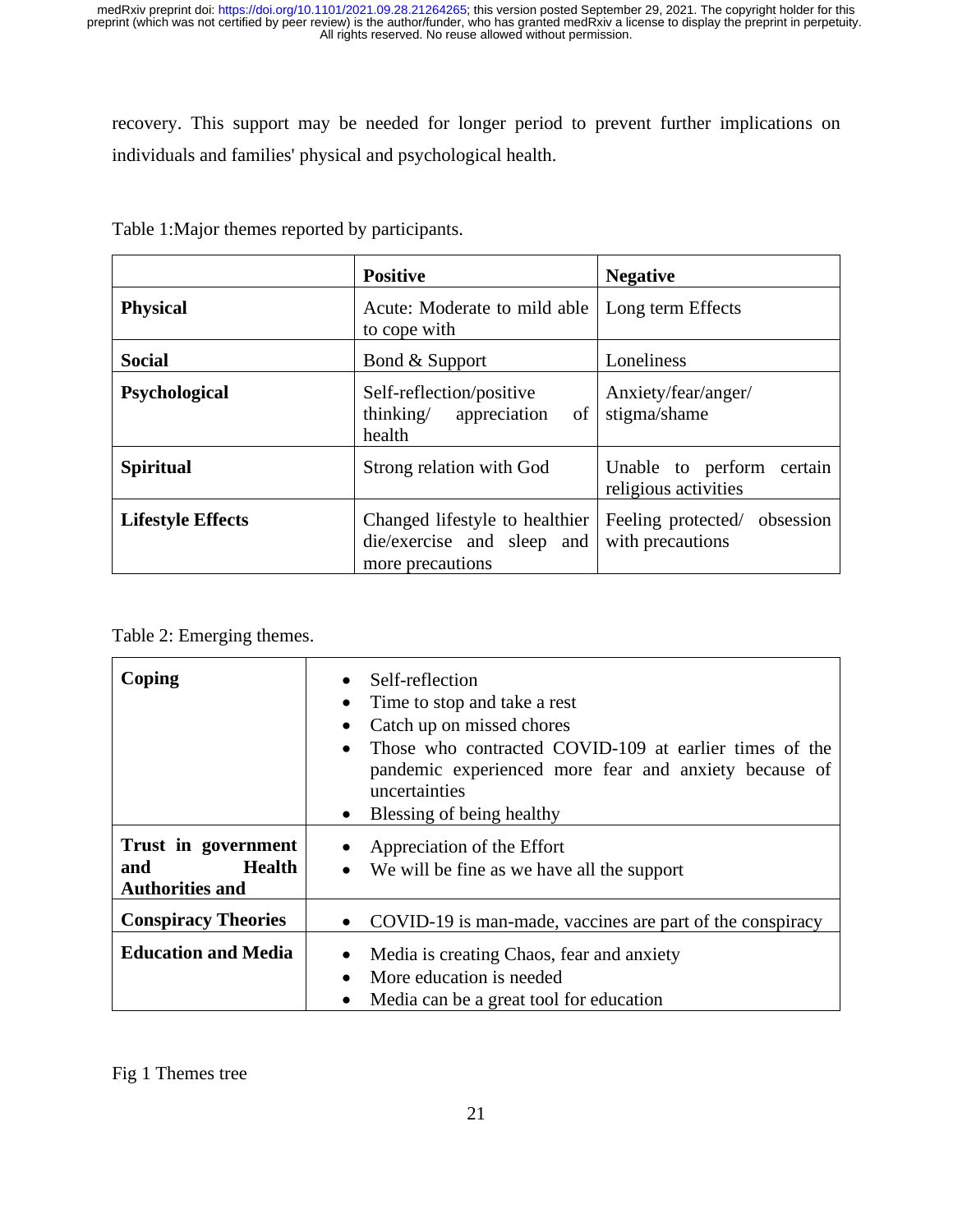recovery. This support may be needed for longer period to prevent further implications on individuals and families' physical and psychological health.

Table 1:Major themes reported by participants.

| | **Positive** | **Negative** |
|---|---|---|
| **Physical** | Acute: Moderate to mild able to cope with | Long term Effects |
| **Social** | Bond & Support | Loneliness |
| **Psychological** | Self-reflection/positive thinking/ appreciation of health | Anxiety/fear/anger/ stigma/shame |
| **Spiritual** | Strong relation with God | Unable to perform certain religious activities |
| **Lifestyle Effects** | Changed lifestyle to healthier die/exercise and sleep and more precautions | Feeling protected/ obsession with precautions |

Table 2: Emerging themes.

| | |
|---|---|
| **Coping** | • Self-reflection<br>• Time to stop and take a rest<br>• Catch up on missed chores<br>• Those who contracted COVID-109 at earlier times of the pandemic experienced more fear and anxiety because of uncertainties<br>• Blessing of being healthy |
| **Trust in government and Health Authorities and** | • Appreciation of the Effort<br>• We will be fine as we have all the support |
| **Conspiracy Theories** | • COVID-19 is man-made, vaccines are part of the conspiracy |
| **Education and Media** | • Media is creating Chaos, fear and anxiety<br>• More education is needed<br>• Media can be a great tool for education |

Fig 1 Themes tree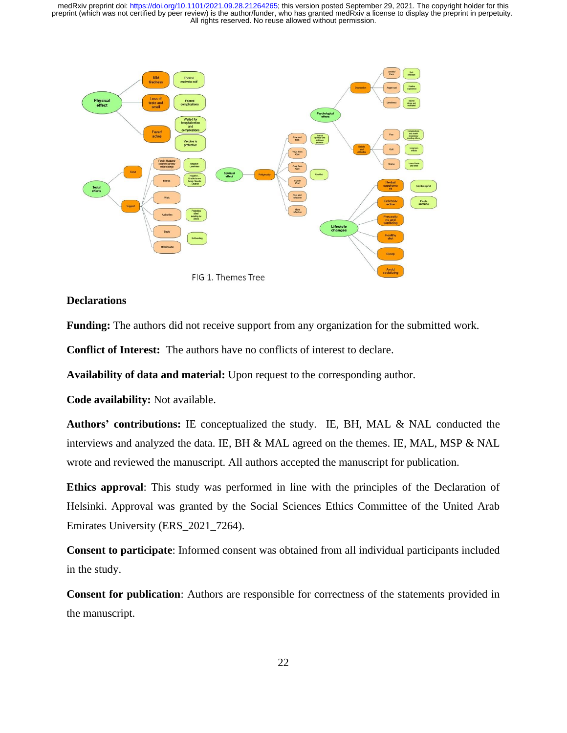FIG 1. Themes Tree

**Declarations**

**Funding:** The authors did not receive support from any organization for the submitted work.

**Conflict of Interest:** The authors have no conflicts of interest to declare.

**Availability of data and material:** Upon request to the corresponding author.

**Code availability:** Not available.

**Authors' contributions:** IE conceptualized the study. IE, BH, MAL & NAL conducted the interviews and analyzed the data. IE, BH & MAL agreed on the themes. IE, MAL, MSP & NAL wrote and reviewed the manuscript. All authors accepted the manuscript for publication.

**Ethics approval**: This study was performed in line with the principles of the Declaration of Helsinki. Approval was granted by the Social Sciences Ethics Committee of the United Arab Emirates University (ERS_2021_7264).

**Consent to participate**: Informed consent was obtained from all individual participants included in the study.

**Consent for publication**: Authors are responsible for correctness of the statements provided in the manuscript.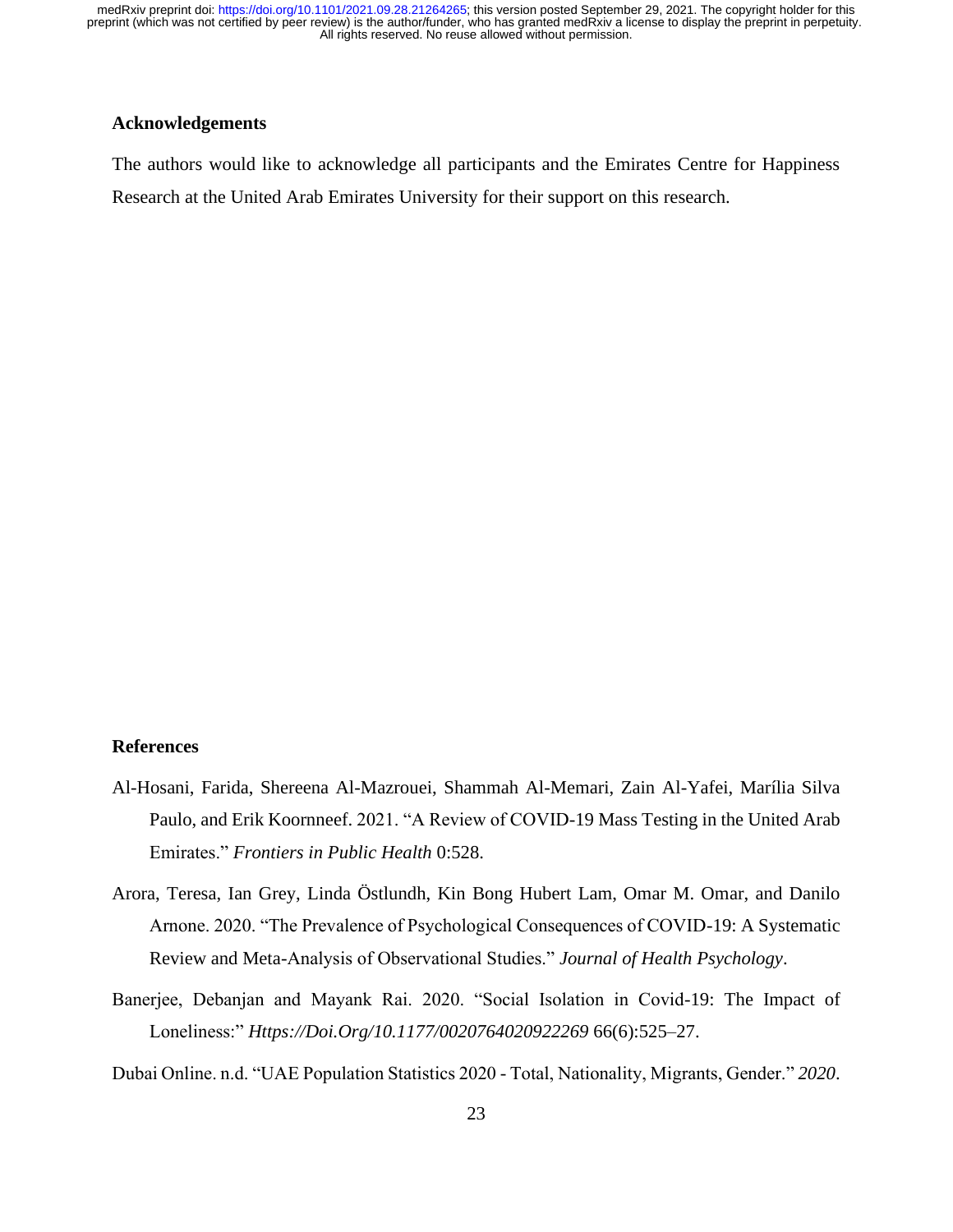## Acknowledgements

The authors would like to acknowledge all participants and the Emirates Centre for Happiness Research at the United Arab Emirates University for their support on this research.

## References

Al-Hosani, Farida, Shereena Al-Mazrouei, Shammah Al-Memari, Zain Al-Yafei, Marília Silva Paulo, and Erik Koornneef. 2021. "A Review of COVID-19 Mass Testing in the United Arab Emirates." *Frontiers in Public Health* 0:528.

Arora, Teresa, Ian Grey, Linda Östlundh, Kin Bong Hubert Lam, Omar M. Omar, and Danilo Arnone. 2020. "The Prevalence of Psychological Consequences of COVID-19: A Systematic Review and Meta-Analysis of Observational Studies." *Journal of Health Psychology*.

Banerjee, Debanjan and Mayank Rai. 2020. "Social Isolation in Covid-19: The Impact of Loneliness:" *Https://Doi.Org/10.1177/0020764020922269* 66(6):525–27.

Dubai Online. n.d. "UAE Population Statistics 2020 - Total, Nationality, Migrants, Gender." *2020*.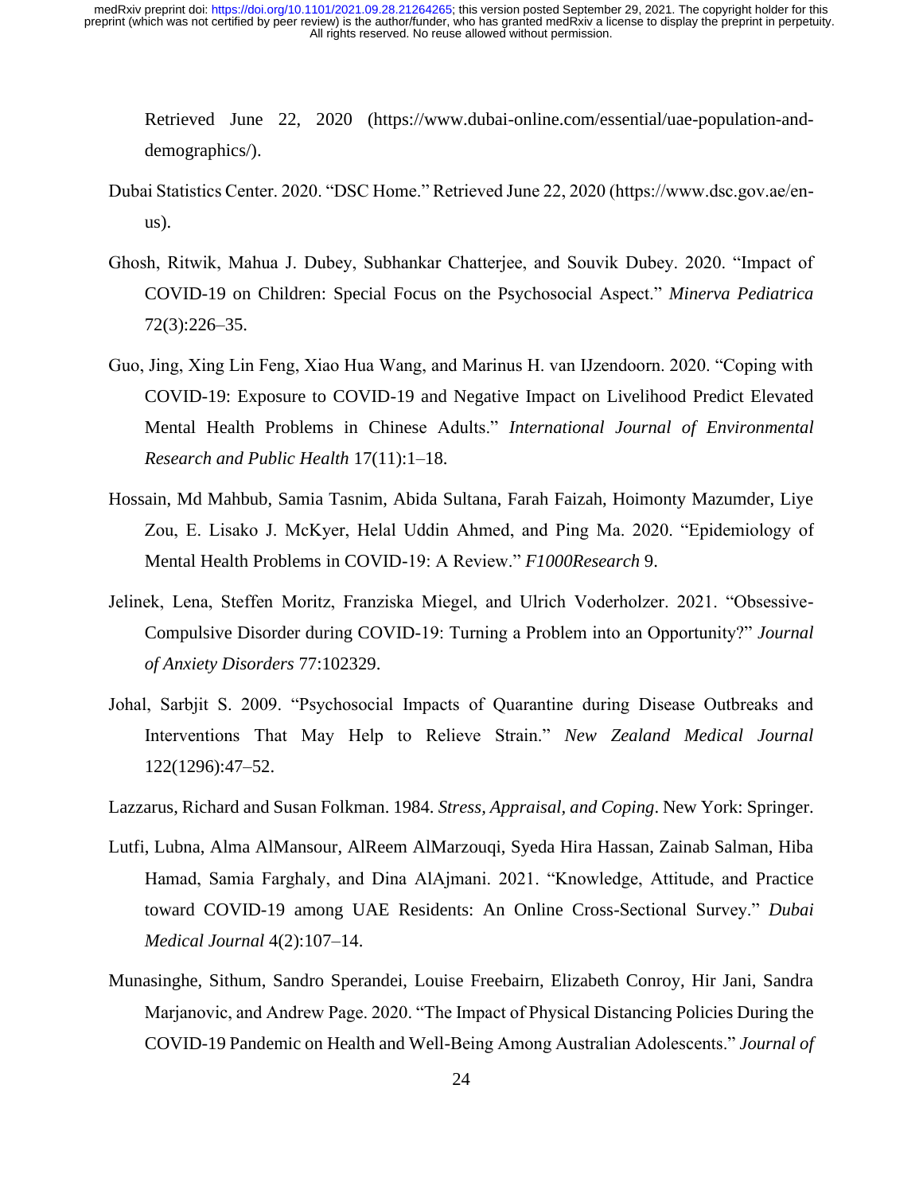Retrieved June 22, 2020 (https://www.dubai-online.com/essential/uae-population-and-demographics/).

Dubai Statistics Center. 2020. “DSC Home.” Retrieved June 22, 2020 (https://www.dsc.gov.ae/en-us).

Ghosh, Ritwik, Mahua J. Dubey, Subhankar Chatterjee, and Souvik Dubey. 2020. “Impact of COVID-19 on Children: Special Focus on the Psychosocial Aspect.” *Minerva Pediatrica* 72(3):226–35.

Guo, Jing, Xing Lin Feng, Xiao Hua Wang, and Marinus H. van IJzendoorn. 2020. “Coping with COVID-19: Exposure to COVID-19 and Negative Impact on Livelihood Predict Elevated Mental Health Problems in Chinese Adults.” *International Journal of Environmental Research and Public Health* 17(11):1–18.

Hossain, Md Mahbub, Samia Tasnim, Abida Sultana, Farah Faizah, Hoimonty Mazumder, Liye Zou, E. Lisako J. McKyer, Helal Uddin Ahmed, and Ping Ma. 2020. “Epidemiology of Mental Health Problems in COVID-19: A Review.” *F1000Research* 9.

Jelinek, Lena, Steffen Moritz, Franziska Miegel, and Ulrich Voderholzer. 2021. “Obsessive-Compulsive Disorder during COVID-19: Turning a Problem into an Opportunity?” *Journal of Anxiety Disorders* 77:102329.

Johal, Sarbjit S. 2009. “Psychosocial Impacts of Quarantine during Disease Outbreaks and Interventions That May Help to Relieve Strain.” *New Zealand Medical Journal* 122(1296):47–52.

Lazzarus, Richard and Susan Folkman. 1984. *Stress, Appraisal, and Coping*. New York: Springer.

Lutfi, Lubna, Alma AlMansour, AlReem AlMarzouqi, Syeda Hira Hassan, Zainab Salman, Hiba Hamad, Samia Farghaly, and Dina AlAjmani. 2021. “Knowledge, Attitude, and Practice toward COVID-19 among UAE Residents: An Online Cross-Sectional Survey.” *Dubai Medical Journal* 4(2):107–14.

Munasinghe, Sithum, Sandro Sperandei, Louise Freebairn, Elizabeth Conroy, Hir Jani, Sandra Marjanovic, and Andrew Page. 2020. “The Impact of Physical Distancing Policies During the COVID-19 Pandemic on Health and Well-Being Among Australian Adolescents.” *Journal of*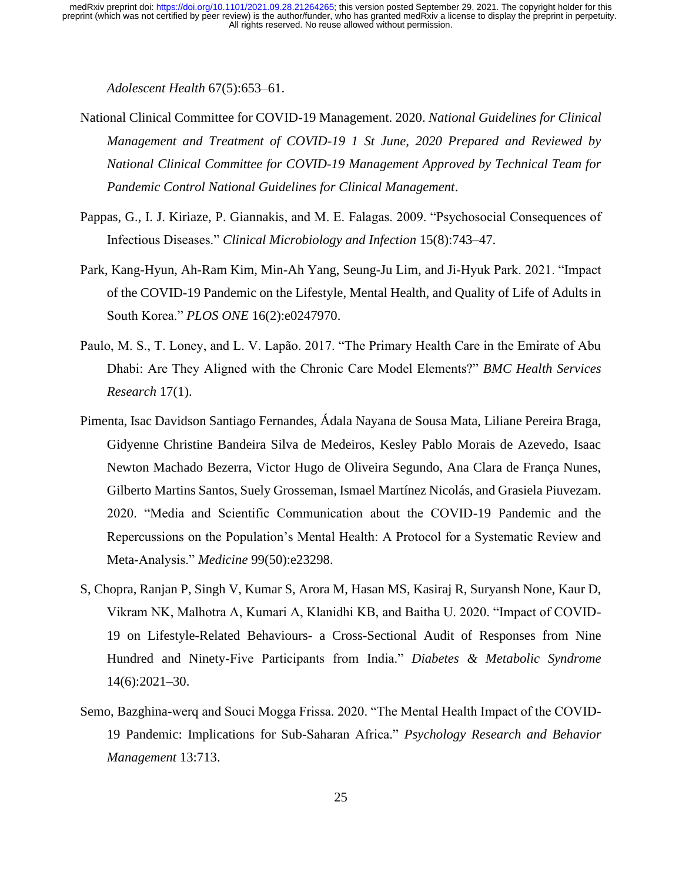*Adolescent Health* 67(5):653–61.

National Clinical Committee for COVID-19 Management. 2020. *National Guidelines for Clinical Management and Treatment of COVID-19 1 St June, 2020 Prepared and Reviewed by National Clinical Committee for COVID-19 Management Approved by Technical Team for Pandemic Control National Guidelines for Clinical Management*.

Pappas, G., I. J. Kiriaze, P. Giannakis, and M. E. Falagas. 2009. "Psychosocial Consequences of Infectious Diseases." *Clinical Microbiology and Infection* 15(8):743–47.

Park, Kang-Hyun, Ah-Ram Kim, Min-Ah Yang, Seung-Ju Lim, and Ji-Hyuk Park. 2021. "Impact of the COVID-19 Pandemic on the Lifestyle, Mental Health, and Quality of Life of Adults in South Korea." *PLOS ONE* 16(2):e0247970.

Paulo, M. S., T. Loney, and L. V. Lapão. 2017. "The Primary Health Care in the Emirate of Abu Dhabi: Are They Aligned with the Chronic Care Model Elements?" *BMC Health Services Research* 17(1).

Pimenta, Isac Davidson Santiago Fernandes, Ádala Nayana de Sousa Mata, Liliane Pereira Braga, Gidyenne Christine Bandeira Silva de Medeiros, Kesley Pablo Morais de Azevedo, Isaac Newton Machado Bezerra, Victor Hugo de Oliveira Segundo, Ana Clara de França Nunes, Gilberto Martins Santos, Suely Grosseman, Ismael Martínez Nicolás, and Grasiela Piuvezam. 2020. "Media and Scientific Communication about the COVID-19 Pandemic and the Repercussions on the Population's Mental Health: A Protocol for a Systematic Review and Meta-Analysis." *Medicine* 99(50):e23298.

S, Chopra, Ranjan P, Singh V, Kumar S, Arora M, Hasan MS, Kasiraj R, Suryansh None, Kaur D, Vikram NK, Malhotra A, Kumari A, Klanidhi KB, and Baitha U. 2020. "Impact of COVID-19 on Lifestyle-Related Behaviours- a Cross-Sectional Audit of Responses from Nine Hundred and Ninety-Five Participants from India." *Diabetes & Metabolic Syndrome* 14(6):2021–30.

Semo, Bazghina-werq and Souci Mogga Frissa. 2020. "The Mental Health Impact of the COVID-19 Pandemic: Implications for Sub-Saharan Africa." *Psychology Research and Behavior Management* 13:713.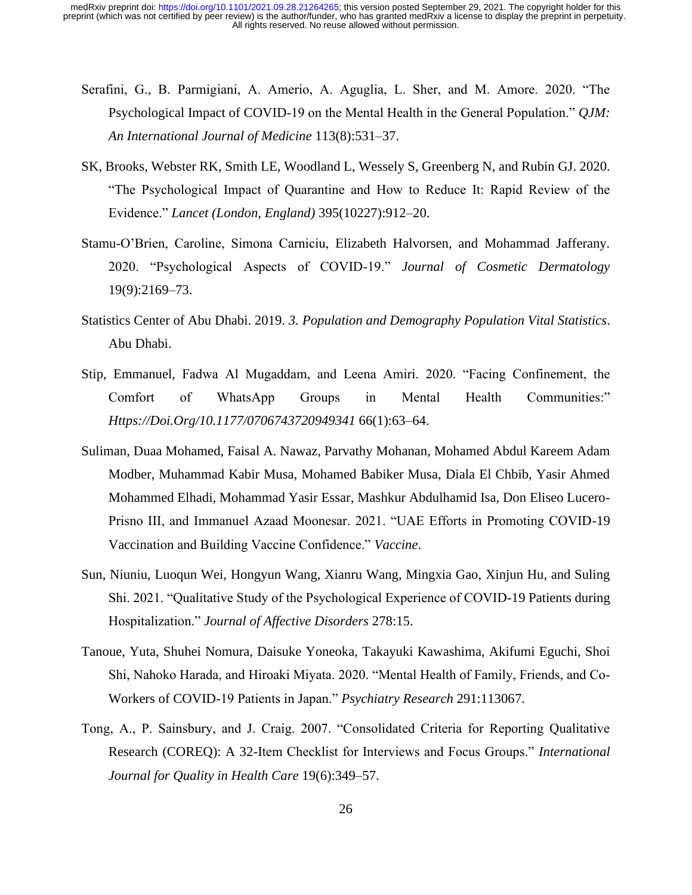Serafini, G., B. Parmigiani, A. Amerio, A. Aguglia, L. Sher, and M. Amore. 2020. "The Psychological Impact of COVID-19 on the Mental Health in the General Population." *QJM: An International Journal of Medicine* 113(8):531–37.

SK, Brooks, Webster RK, Smith LE, Woodland L, Wessely S, Greenberg N, and Rubin GJ. 2020. "The Psychological Impact of Quarantine and How to Reduce It: Rapid Review of the Evidence." *Lancet (London, England)* 395(10227):912–20.

Stamu-O'Brien, Caroline, Simona Carniciu, Elizabeth Halvorsen, and Mohammad Jafferany. 2020. "Psychological Aspects of COVID-19." *Journal of Cosmetic Dermatology* 19(9):2169–73.

Statistics Center of Abu Dhabi. 2019. *3. Population and Demography Population Vital Statistics*. Abu Dhabi.

Stip, Emmanuel, Fadwa Al Mugaddam, and Leena Amiri. 2020. "Facing Confinement, the Comfort of WhatsApp Groups in Mental Health Communities:" *Https://Doi.Org/10.1177/0706743720949341* 66(1):63–64.

Suliman, Duaa Mohamed, Faisal A. Nawaz, Parvathy Mohanan, Mohamed Abdul Kareem Adam Modber, Muhammad Kabir Musa, Mohamed Babiker Musa, Diala El Chbib, Yasir Ahmed Mohammed Elhadi, Mohammad Yasir Essar, Mashkur Abdulhamid Isa, Don Eliseo Lucero-Prisno III, and Immanuel Azaad Moonesar. 2021. "UAE Efforts in Promoting COVID-19 Vaccination and Building Vaccine Confidence." *Vaccine*.

Sun, Niuniu, Luoqun Wei, Hongyun Wang, Xianru Wang, Mingxia Gao, Xinjun Hu, and Suling Shi. 2021. "Qualitative Study of the Psychological Experience of COVID-19 Patients during Hospitalization." *Journal of Affective Disorders* 278:15.

Tanoue, Yuta, Shuhei Nomura, Daisuke Yoneoka, Takayuki Kawashima, Akifumi Eguchi, Shoi Shi, Nahoko Harada, and Hiroaki Miyata. 2020. "Mental Health of Family, Friends, and Co-Workers of COVID-19 Patients in Japan." *Psychiatry Research* 291:113067.

Tong, A., P. Sainsbury, and J. Craig. 2007. "Consolidated Criteria for Reporting Qualitative Research (COREQ): A 32-Item Checklist for Interviews and Focus Groups." *International Journal for Quality in Health Care* 19(6):349–57.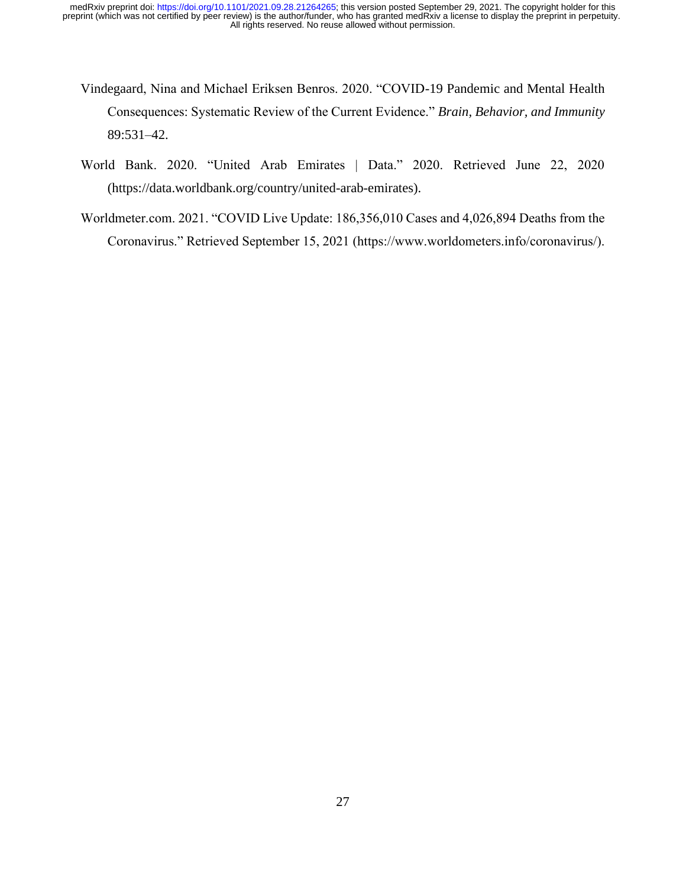Vindegaard, Nina and Michael Eriksen Benros. 2020. "COVID-19 Pandemic and Mental Health Consequences: Systematic Review of the Current Evidence." *Brain, Behavior, and Immunity* 89:531–42.

World Bank. 2020. "United Arab Emirates | Data." 2020. Retrieved June 22, 2020 (https://data.worldbank.org/country/united-arab-emirates).

Worldmeter.com. 2021. "COVID Live Update: 186,356,010 Cases and 4,026,894 Deaths from the Coronavirus." Retrieved September 15, 2021 (https://www.worldometers.info/coronavirus/).